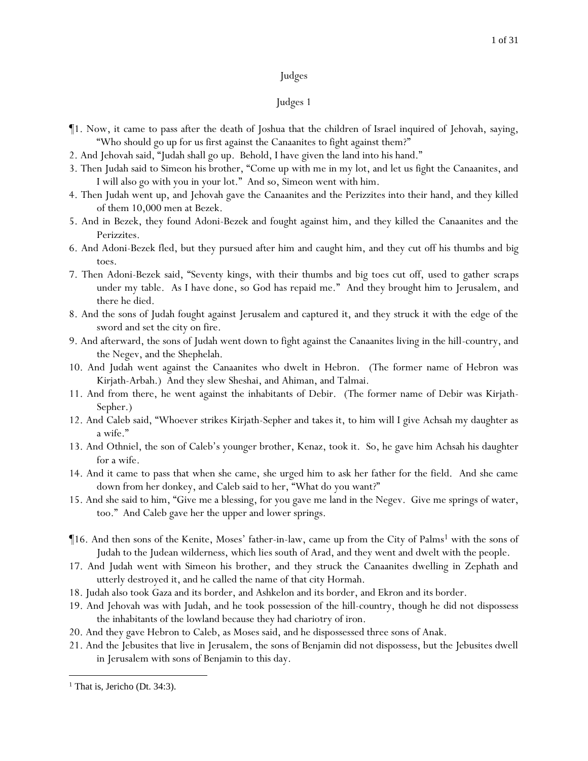# Judges

## Judges 1

¶1. Now, it came to pass after the death of Joshua that the children of Israel inquired of Jehovah, saying, "Who should go up for us first against the Canaanites to fight against them?"

2. And Jehovah said, "Judah shall go up. Behold, I have given the land into his hand."

3. Then Judah said to Simeon his brother, "Come up with me in my lot, and let us fight the Canaanites, and I will also go with you in your lot." And so, Simeon went with him.

4. Then Judah went up, and Jehovah gave the Canaanites and the Perizzites into their hand, and they killed of them 10,000 men at Bezek.

5. And in Bezek, they found Adoni-Bezek and fought against him, and they killed the Canaanites and the Perizzites.

6. And Adoni-Bezek fled, but they pursued after him and caught him, and they cut off his thumbs and big toes.

7. Then Adoni-Bezek said, "Seventy kings, with their thumbs and big toes cut off, used to gather scraps under my table. As I have done, so God has repaid me." And they brought him to Jerusalem, and there he died.

8. And the sons of Judah fought against Jerusalem and captured it, and they struck it with the edge of the sword and set the city on fire.

9. And afterward, the sons of Judah went down to fight against the Canaanites living in the hill-country, and the Negev, and the Shephelah.

10. And Judah went against the Canaanites who dwelt in Hebron. (The former name of Hebron was Kirjath-Arbah.) And they slew Sheshai, and Ahiman, and Talmai.

11. And from there, he went against the inhabitants of Debir. (The former name of Debir was Kirjath-Sepher.)

12. And Caleb said, "Whoever strikes Kirjath-Sepher and takes it, to him will I give Achsah my daughter as a wife."

13. And Othniel, the son of Caleb's younger brother, Kenaz, took it. So, he gave him Achsah his daughter for a wife.

14. And it came to pass that when she came, she urged him to ask her father for the field. And she came down from her donkey, and Caleb said to her, "What do you want?"

15. And she said to him, "Give me a blessing, for you gave me land in the Negev. Give me springs of water, too." And Caleb gave her the upper and lower springs.

¶16. And then sons of the Kenite, Moses' father-in-law, came up from the City of Palms[1] with the sons of Judah to the Judean wilderness, which lies south of Arad, and they went and dwelt with the people.

17. And Judah went with Simeon his brother, and they struck the Canaanites dwelling in Zephath and utterly destroyed it, and he called the name of that city Hormah.

18. Judah also took Gaza and its border, and Ashkelon and its border, and Ekron and its border.

19. And Jehovah was with Judah, and he took possession of the hill-country, though he did not dispossess the inhabitants of the lowland because they had chariotry of iron.

20. And they gave Hebron to Caleb, as Moses said, and he dispossessed three sons of Anak.

21. And the Jebusites that live in Jerusalem, the sons of Benjamin did not dispossess, but the Jebusites dwell in Jerusalem with sons of Benjamin to this day.

---

[1] That is, Jericho (Dt. 34:3).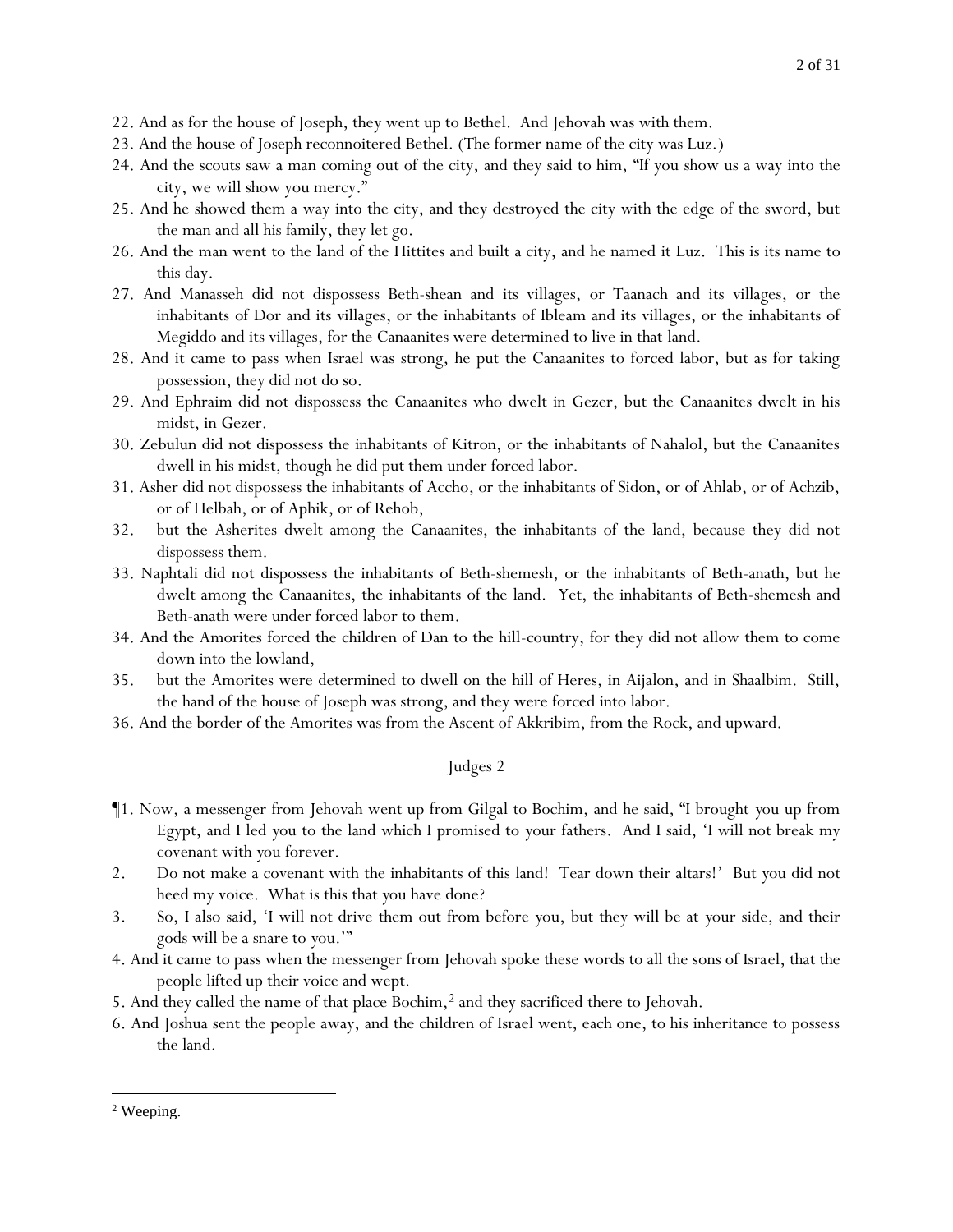22. And as for the house of Joseph, they went up to Bethel. And Jehovah was with them.
23. And the house of Joseph reconnoitered Bethel. (The former name of the city was Luz.)
24. And the scouts saw a man coming out of the city, and they said to him, "If you show us a way into the city, we will show you mercy."
25. And he showed them a way into the city, and they destroyed the city with the edge of the sword, but the man and all his family, they let go.
26. And the man went to the land of the Hittites and built a city, and he named it Luz. This is its name to this day.
27. And Manasseh did not dispossess Beth-shean and its villages, or Taanach and its villages, or the inhabitants of Dor and its villages, or the inhabitants of Ibleam and its villages, or the inhabitants of Megiddo and its villages, for the Canaanites were determined to live in that land.
28. And it came to pass when Israel was strong, he put the Canaanites to forced labor, but as for taking possession, they did not do so.
29. And Ephraim did not dispossess the Canaanites who dwelt in Gezer, but the Canaanites dwelt in his midst, in Gezer.
30. Zebulun did not dispossess the inhabitants of Kitron, or the inhabitants of Nahalol, but the Canaanites dwell in his midst, though he did put them under forced labor.
31. Asher did not dispossess the inhabitants of Accho, or the inhabitants of Sidon, or of Ahlab, or of Achzib, or of Helbah, or of Aphik, or of Rehob,
32. but the Asherites dwelt among the Canaanites, the inhabitants of the land, because they did not dispossess them.
33. Naphtali did not dispossess the inhabitants of Beth-shemesh, or the inhabitants of Beth-anath, but he dwelt among the Canaanites, the inhabitants of the land. Yet, the inhabitants of Beth-shemesh and Beth-anath were under forced labor to them.
34. And the Amorites forced the children of Dan to the hill-country, for they did not allow them to come down into the lowland,
35. but the Amorites were determined to dwell on the hill of Heres, in Aijalon, and in Shaalbim. Still, the hand of the house of Joseph was strong, and they were forced into labor.
36. And the border of the Amorites was from the Ascent of Akkribim, from the Rock, and upward.

## Judges 2

¶1. Now, a messenger from Jehovah went up from Gilgal to Bochim, and he said, "I brought you up from Egypt, and I led you to the land which I promised to your fathers. And I said, 'I will not break my covenant with you forever.
2. Do not make a covenant with the inhabitants of this land! Tear down their altars!' But you did not heed my voice. What is this that you have done?
3. So, I also said, 'I will not drive them out from before you, but they will be at your side, and their gods will be a snare to you.'"
4. And it came to pass when the messenger from Jehovah spoke these words to all the sons of Israel, that the people lifted up their voice and wept.
5. And they called the name of that place Bochim,[2] and they sacrificed there to Jehovah.
6. And Joshua sent the people away, and the children of Israel went, each one, to his inheritance to possess the land.

---

[2] Weeping.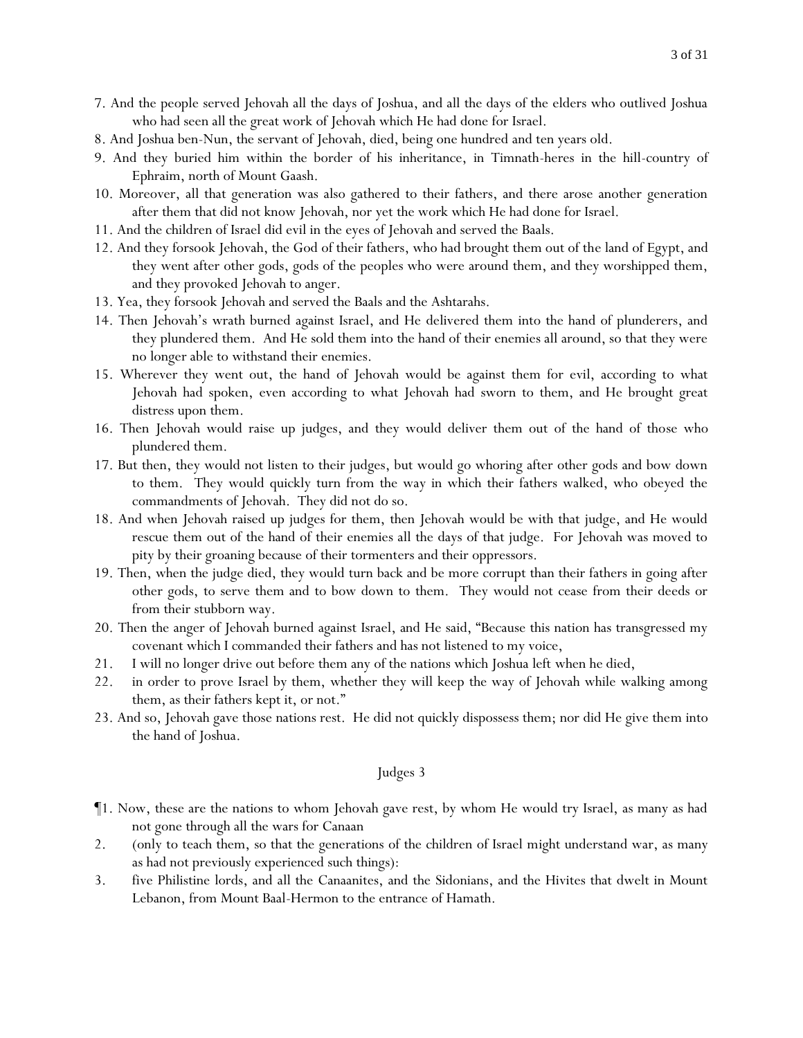7. And the people served Jehovah all the days of Joshua, and all the days of the elders who outlived Joshua who had seen all the great work of Jehovah which He had done for Israel.

8. And Joshua ben-Nun, the servant of Jehovah, died, being one hundred and ten years old.

9. And they buried him within the border of his inheritance, in Timnath-heres in the hill-country of Ephraim, north of Mount Gaash.

10. Moreover, all that generation was also gathered to their fathers, and there arose another generation after them that did not know Jehovah, nor yet the work which He had done for Israel.

11. And the children of Israel did evil in the eyes of Jehovah and served the Baals.

12. And they forsook Jehovah, the God of their fathers, who had brought them out of the land of Egypt, and they went after other gods, gods of the peoples who were around them, and they worshipped them, and they provoked Jehovah to anger.

13. Yea, they forsook Jehovah and served the Baals and the Ashtarahs.

14. Then Jehovah's wrath burned against Israel, and He delivered them into the hand of plunderers, and they plundered them. And He sold them into the hand of their enemies all around, so that they were no longer able to withstand their enemies.

15. Wherever they went out, the hand of Jehovah would be against them for evil, according to what Jehovah had spoken, even according to what Jehovah had sworn to them, and He brought great distress upon them.

16. Then Jehovah would raise up judges, and they would deliver them out of the hand of those who plundered them.

17. But then, they would not listen to their judges, but would go whoring after other gods and bow down to them. They would quickly turn from the way in which their fathers walked, who obeyed the commandments of Jehovah. They did not do so.

18. And when Jehovah raised up judges for them, then Jehovah would be with that judge, and He would rescue them out of the hand of their enemies all the days of that judge. For Jehovah was moved to pity by their groaning because of their tormenters and their oppressors.

19. Then, when the judge died, they would turn back and be more corrupt than their fathers in going after other gods, to serve them and to bow down to them. They would not cease from their deeds or from their stubborn way.

20. Then the anger of Jehovah burned against Israel, and He said, "Because this nation has transgressed my covenant which I commanded their fathers and has not listened to my voice,

21. I will no longer drive out before them any of the nations which Joshua left when he died,

22. in order to prove Israel by them, whether they will keep the way of Jehovah while walking among them, as their fathers kept it, or not."

23. And so, Jehovah gave those nations rest. He did not quickly dispossess them; nor did He give them into the hand of Joshua.

## Judges 3

¶1. Now, these are the nations to whom Jehovah gave rest, by whom He would try Israel, as many as had not gone through all the wars for Canaan

2. (only to teach them, so that the generations of the children of Israel might understand war, as many as had not previously experienced such things):

3. five Philistine lords, and all the Canaanites, and the Sidonians, and the Hivites that dwelt in Mount Lebanon, from Mount Baal-Hermon to the entrance of Hamath.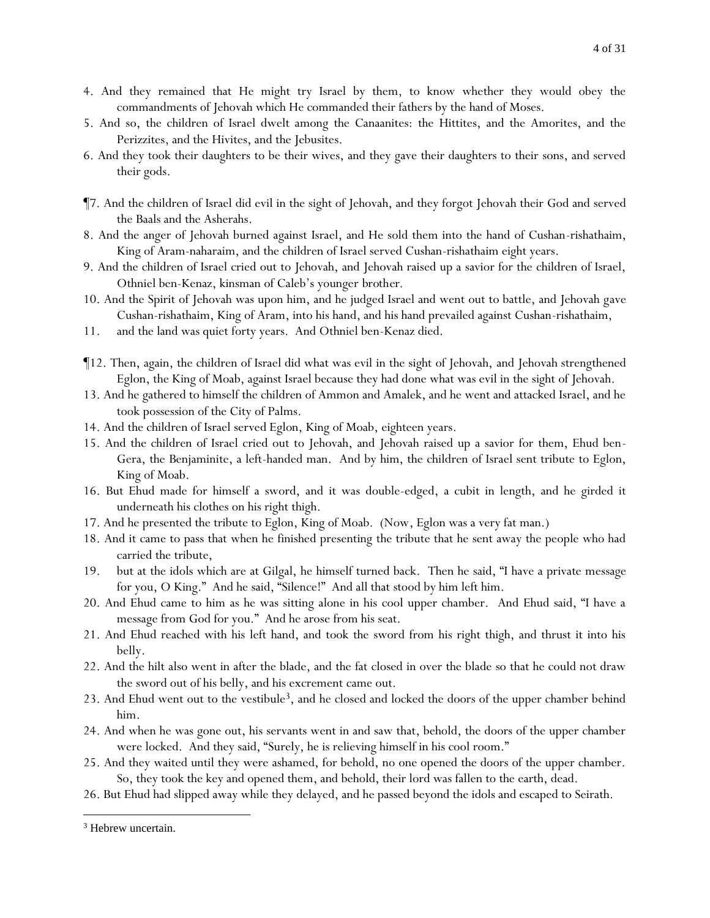4. And they remained that He might try Israel by them, to know whether they would obey the commandments of Jehovah which He commanded their fathers by the hand of Moses.
5. And so, the children of Israel dwelt among the Canaanites: the Hittites, and the Amorites, and the Perizzites, and the Hivites, and the Jebusites.
6. And they took their daughters to be their wives, and they gave their daughters to their sons, and served their gods.

¶7. And the children of Israel did evil in the sight of Jehovah, and they forgot Jehovah their God and served the Baals and the Asherahs.
8. And the anger of Jehovah burned against Israel, and He sold them into the hand of Cushan-rishathaim, King of Aram-naharaim, and the children of Israel served Cushan-rishathaim eight years.
9. And the children of Israel cried out to Jehovah, and Jehovah raised up a savior for the children of Israel, Othniel ben-Kenaz, kinsman of Caleb's younger brother.
10. And the Spirit of Jehovah was upon him, and he judged Israel and went out to battle, and Jehovah gave Cushan-rishathaim, King of Aram, into his hand, and his hand prevailed against Cushan-rishathaim,
11. and the land was quiet forty years. And Othniel ben-Kenaz died.

¶12. Then, again, the children of Israel did what was evil in the sight of Jehovah, and Jehovah strengthened Eglon, the King of Moab, against Israel because they had done what was evil in the sight of Jehovah.
13. And he gathered to himself the children of Ammon and Amalek, and he went and attacked Israel, and he took possession of the City of Palms.
14. And the children of Israel served Eglon, King of Moab, eighteen years.
15. And the children of Israel cried out to Jehovah, and Jehovah raised up a savior for them, Ehud ben-Gera, the Benjaminite, a left-handed man. And by him, the children of Israel sent tribute to Eglon, King of Moab.
16. But Ehud made for himself a sword, and it was double-edged, a cubit in length, and he girded it underneath his clothes on his right thigh.
17. And he presented the tribute to Eglon, King of Moab. (Now, Eglon was a very fat man.)
18. And it came to pass that when he finished presenting the tribute that he sent away the people who had carried the tribute,
19. but at the idols which are at Gilgal, he himself turned back. Then he said, "I have a private message for you, O King." And he said, "Silence!" And all that stood by him left him.
20. And Ehud came to him as he was sitting alone in his cool upper chamber. And Ehud said, "I have a message from God for you." And he arose from his seat.
21. And Ehud reached with his left hand, and took the sword from his right thigh, and thrust it into his belly.
22. And the hilt also went in after the blade, and the fat closed in over the blade so that he could not draw the sword out of his belly, and his excrement came out.
23. And Ehud went out to the vestibule[3], and he closed and locked the doors of the upper chamber behind him.
24. And when he was gone out, his servants went in and saw that, behold, the doors of the upper chamber were locked. And they said, "Surely, he is relieving himself in his cool room."
25. And they waited until they were ashamed, for behold, no one opened the doors of the upper chamber. So, they took the key and opened them, and behold, their lord was fallen to the earth, dead.
26. But Ehud had slipped away while they delayed, and he passed beyond the idols and escaped to Seirath.

[3] Hebrew uncertain.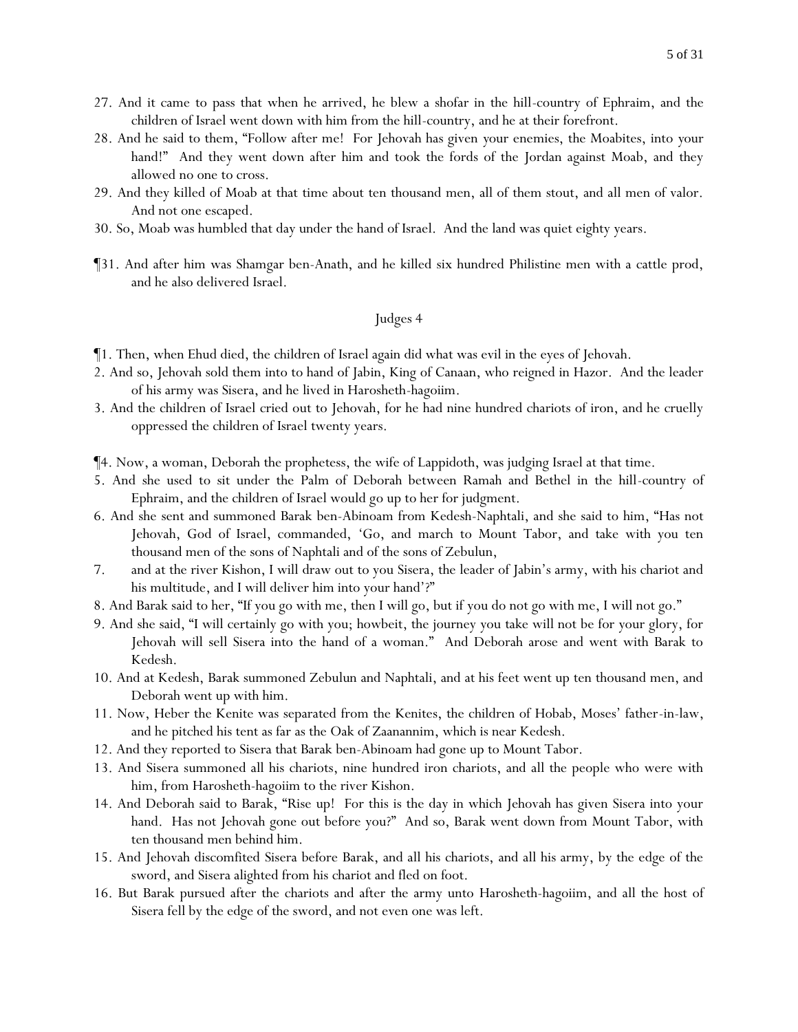27. And it came to pass that when he arrived, he blew a shofar in the hill-country of Ephraim, and the children of Israel went down with him from the hill-country, and he at their forefront.
28. And he said to them, "Follow after me! For Jehovah has given your enemies, the Moabites, into your hand!" And they went down after him and took the fords of the Jordan against Moab, and they allowed no one to cross.
29. And they killed of Moab at that time about ten thousand men, all of them stout, and all men of valor. And not one escaped.
30. So, Moab was humbled that day under the hand of Israel. And the land was quiet eighty years.

¶31. And after him was Shamgar ben-Anath, and he killed six hundred Philistine men with a cattle prod, and he also delivered Israel.

## Judges 4

¶1. Then, when Ehud died, the children of Israel again did what was evil in the eyes of Jehovah.
2. And so, Jehovah sold them into to hand of Jabin, King of Canaan, who reigned in Hazor. And the leader of his army was Sisera, and he lived in Harosheth-hagoiim.
3. And the children of Israel cried out to Jehovah, for he had nine hundred chariots of iron, and he cruelly oppressed the children of Israel twenty years.

¶4. Now, a woman, Deborah the prophetess, the wife of Lappidoth, was judging Israel at that time.
5. And she used to sit under the Palm of Deborah between Ramah and Bethel in the hill-country of Ephraim, and the children of Israel would go up to her for judgment.
6. And she sent and summoned Barak ben-Abinoam from Kedesh-Naphtali, and she said to him, "Has not Jehovah, God of Israel, commanded, 'Go, and march to Mount Tabor, and take with you ten thousand men of the sons of Naphtali and of the sons of Zebulun,
7. and at the river Kishon, I will draw out to you Sisera, the leader of Jabin's army, with his chariot and his multitude, and I will deliver him into your hand'?"
8. And Barak said to her, "If you go with me, then I will go, but if you do not go with me, I will not go."
9. And she said, "I will certainly go with you; howbeit, the journey you take will not be for your glory, for Jehovah will sell Sisera into the hand of a woman." And Deborah arose and went with Barak to Kedesh.
10. And at Kedesh, Barak summoned Zebulun and Naphtali, and at his feet went up ten thousand men, and Deborah went up with him.
11. Now, Heber the Kenite was separated from the Kenites, the children of Hobab, Moses' father-in-law, and he pitched his tent as far as the Oak of Zaanannim, which is near Kedesh.
12. And they reported to Sisera that Barak ben-Abinoam had gone up to Mount Tabor.
13. And Sisera summoned all his chariots, nine hundred iron chariots, and all the people who were with him, from Harosheth-hagoiim to the river Kishon.
14. And Deborah said to Barak, "Rise up! For this is the day in which Jehovah has given Sisera into your hand. Has not Jehovah gone out before you?" And so, Barak went down from Mount Tabor, with ten thousand men behind him.
15. And Jehovah discomfited Sisera before Barak, and all his chariots, and all his army, by the edge of the sword, and Sisera alighted from his chariot and fled on foot.
16. But Barak pursued after the chariots and after the army unto Harosheth-hagoiim, and all the host of Sisera fell by the edge of the sword, and not even one was left.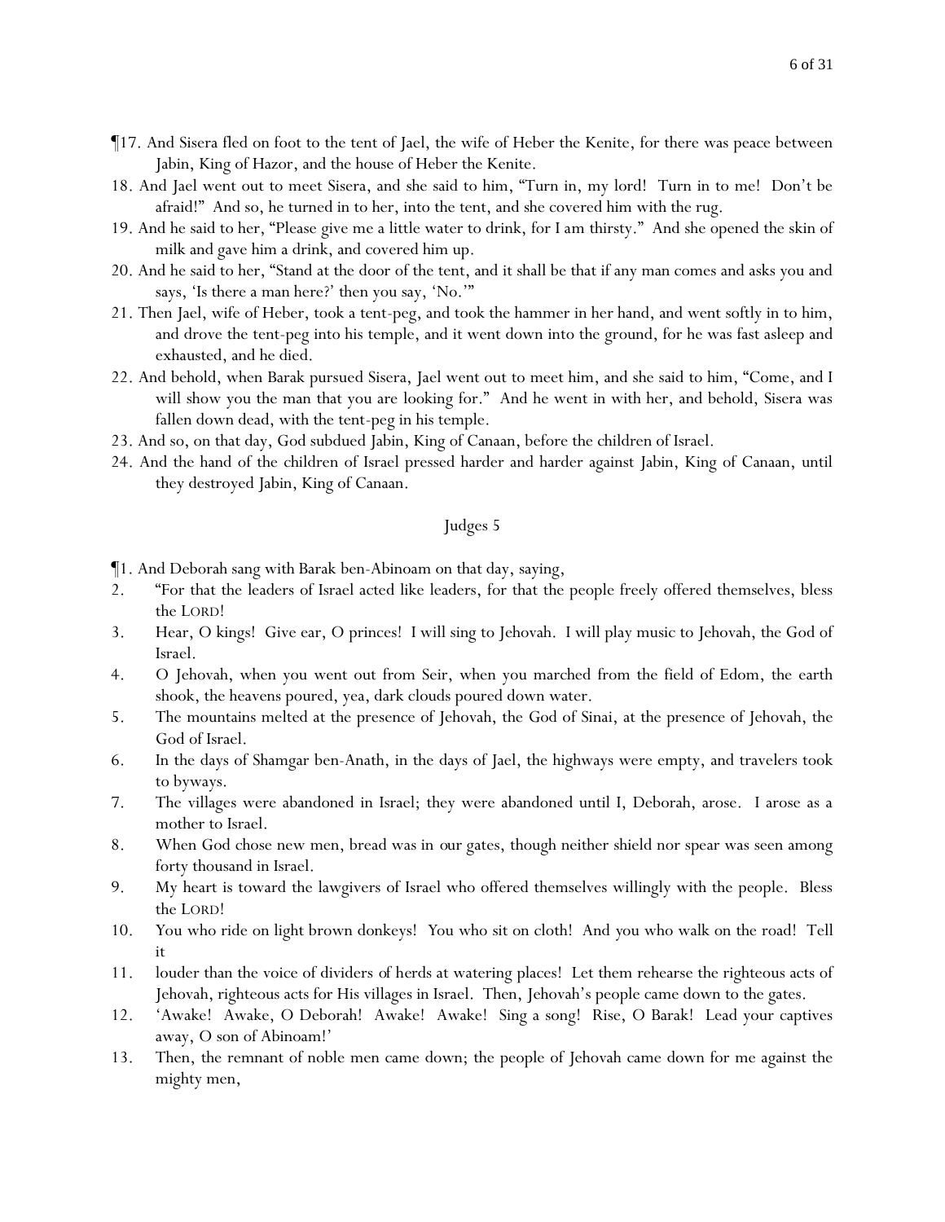¶17. And Sisera fled on foot to the tent of Jael, the wife of Heber the Kenite, for there was peace between Jabin, King of Hazor, and the house of Heber the Kenite.

18. And Jael went out to meet Sisera, and she said to him, "Turn in, my lord! Turn in to me! Don't be afraid!" And so, he turned in to her, into the tent, and she covered him with the rug.

19. And he said to her, "Please give me a little water to drink, for I am thirsty." And she opened the skin of milk and gave him a drink, and covered him up.

20. And he said to her, "Stand at the door of the tent, and it shall be that if any man comes and asks you and says, 'Is there a man here?' then you say, 'No.'"

21. Then Jael, wife of Heber, took a tent-peg, and took the hammer in her hand, and went softly in to him, and drove the tent-peg into his temple, and it went down into the ground, for he was fast asleep and exhausted, and he died.

22. And behold, when Barak pursued Sisera, Jael went out to meet him, and she said to him, "Come, and I will show you the man that you are looking for." And he went in with her, and behold, Sisera was fallen down dead, with the tent-peg in his temple.

23. And so, on that day, God subdued Jabin, King of Canaan, before the children of Israel.

24. And the hand of the children of Israel pressed harder and harder against Jabin, King of Canaan, until they destroyed Jabin, King of Canaan.

## Judges 5

¶1. And Deborah sang with Barak ben-Abinoam on that day, saying,

2. "For that the leaders of Israel acted like leaders, for that the people freely offered themselves, bless the LORD!

3. Hear, O kings! Give ear, O princes! I will sing to Jehovah. I will play music to Jehovah, the God of Israel.

4. O Jehovah, when you went out from Seir, when you marched from the field of Edom, the earth shook, the heavens poured, yea, dark clouds poured down water.

5. The mountains melted at the presence of Jehovah, the God of Sinai, at the presence of Jehovah, the God of Israel.

6. In the days of Shamgar ben-Anath, in the days of Jael, the highways were empty, and travelers took to byways.

7. The villages were abandoned in Israel; they were abandoned until I, Deborah, arose. I arose as a mother to Israel.

8. When God chose new men, bread was in our gates, though neither shield nor spear was seen among forty thousand in Israel.

9. My heart is toward the lawgivers of Israel who offered themselves willingly with the people. Bless the LORD!

10. You who ride on light brown donkeys! You who sit on cloth! And you who walk on the road! Tell it

11. louder than the voice of dividers of herds at watering places! Let them rehearse the righteous acts of Jehovah, righteous acts for His villages in Israel. Then, Jehovah's people came down to the gates.

12. 'Awake! Awake, O Deborah! Awake! Awake! Sing a song! Rise, O Barak! Lead your captives away, O son of Abinoam!'

13. Then, the remnant of noble men came down; the people of Jehovah came down for me against the mighty men,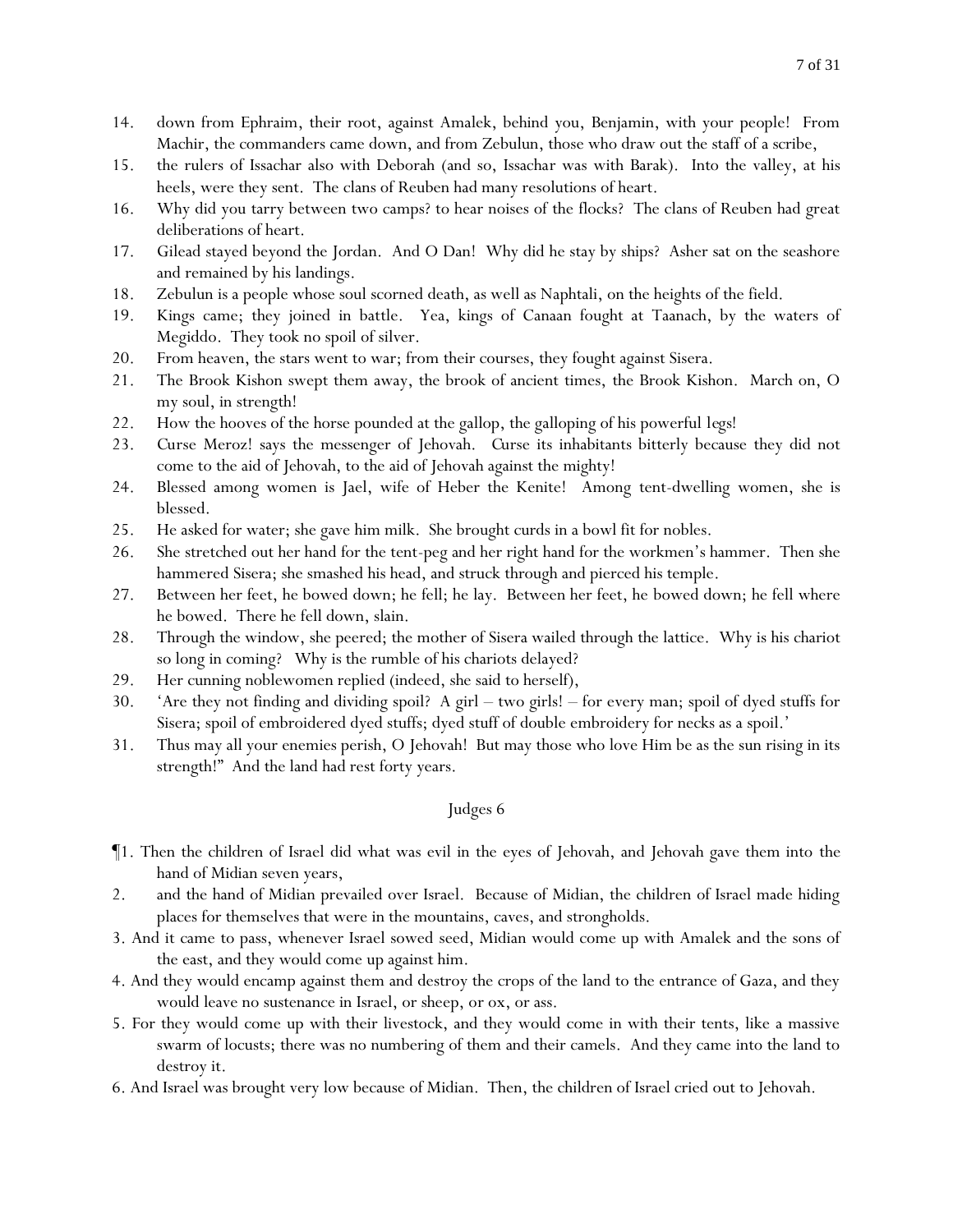14. down from Ephraim, their root, against Amalek, behind you, Benjamin, with your people! From Machir, the commanders came down, and from Zebulun, those who draw out the staff of a scribe,
15. the rulers of Issachar also with Deborah (and so, Issachar was with Barak). Into the valley, at his heels, were they sent. The clans of Reuben had many resolutions of heart.
16. Why did you tarry between two camps? to hear noises of the flocks? The clans of Reuben had great deliberations of heart.
17. Gilead stayed beyond the Jordan. And O Dan! Why did he stay by ships? Asher sat on the seashore and remained by his landings.
18. Zebulun is a people whose soul scorned death, as well as Naphtali, on the heights of the field.
19. Kings came; they joined in battle. Yea, kings of Canaan fought at Taanach, by the waters of Megiddo. They took no spoil of silver.
20. From heaven, the stars went to war; from their courses, they fought against Sisera.
21. The Brook Kishon swept them away, the brook of ancient times, the Brook Kishon. March on, O my soul, in strength!
22. How the hooves of the horse pounded at the gallop, the galloping of his powerful legs!
23. Curse Meroz! says the messenger of Jehovah. Curse its inhabitants bitterly because they did not come to the aid of Jehovah, to the aid of Jehovah against the mighty!
24. Blessed among women is Jael, wife of Heber the Kenite! Among tent-dwelling women, she is blessed.
25. He asked for water; she gave him milk. She brought curds in a bowl fit for nobles.
26. She stretched out her hand for the tent-peg and her right hand for the workmen's hammer. Then she hammered Sisera; she smashed his head, and struck through and pierced his temple.
27. Between her feet, he bowed down; he fell; he lay. Between her feet, he bowed down; he fell where he bowed. There he fell down, slain.
28. Through the window, she peered; the mother of Sisera wailed through the lattice. Why is his chariot so long in coming? Why is the rumble of his chariots delayed?
29. Her cunning noblewomen replied (indeed, she said to herself),
30. 'Are they not finding and dividing spoil? A girl – two girls! – for every man; spoil of dyed stuffs for Sisera; spoil of embroidered dyed stuffs; dyed stuff of double embroidery for necks as a spoil.'
31. Thus may all your enemies perish, O Jehovah! But may those who love Him be as the sun rising in its strength!" And the land had rest forty years.

## Judges 6

¶1. Then the children of Israel did what was evil in the eyes of Jehovah, and Jehovah gave them into the hand of Midian seven years,
2. and the hand of Midian prevailed over Israel. Because of Midian, the children of Israel made hiding places for themselves that were in the mountains, caves, and strongholds.
3. And it came to pass, whenever Israel sowed seed, Midian would come up with Amalek and the sons of the east, and they would come up against him.
4. And they would encamp against them and destroy the crops of the land to the entrance of Gaza, and they would leave no sustenance in Israel, or sheep, or ox, or ass.
5. For they would come up with their livestock, and they would come in with their tents, like a massive swarm of locusts; there was no numbering of them and their camels. And they came into the land to destroy it.
6. And Israel was brought very low because of Midian. Then, the children of Israel cried out to Jehovah.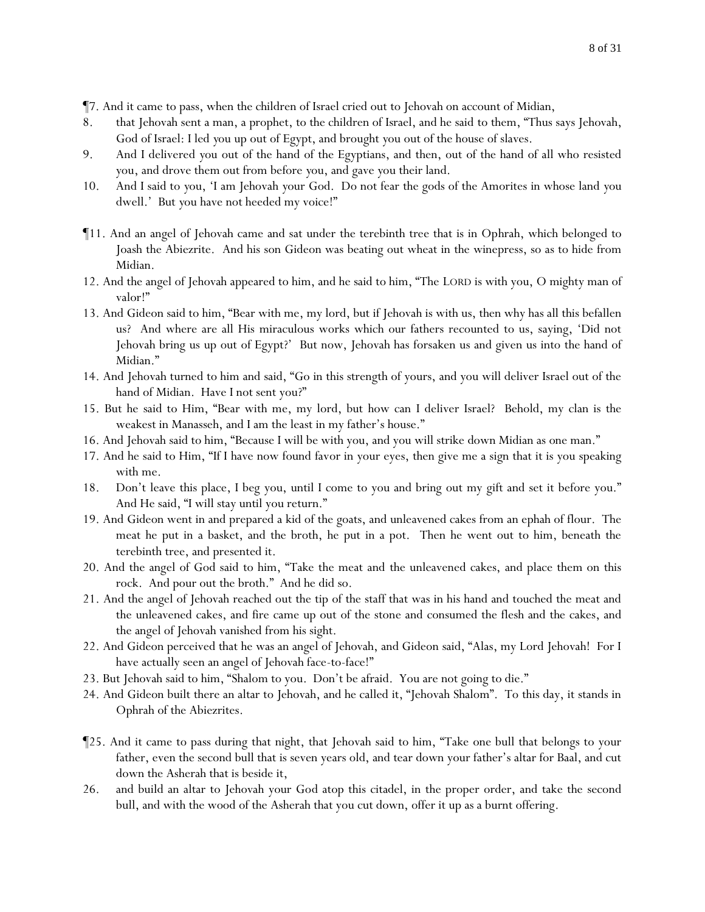¶7. And it came to pass, when the children of Israel cried out to Jehovah on account of Midian,

8. that Jehovah sent a man, a prophet, to the children of Israel, and he said to them, "Thus says Jehovah, God of Israel: I led you up out of Egypt, and brought you out of the house of slaves.

9. And I delivered you out of the hand of the Egyptians, and then, out of the hand of all who resisted you, and drove them out from before you, and gave you their land.

10. And I said to you, 'I am Jehovah your God. Do not fear the gods of the Amorites in whose land you dwell.' But you have not heeded my voice!"

¶11. And an angel of Jehovah came and sat under the terebinth tree that is in Ophrah, which belonged to Joash the Abiezrite. And his son Gideon was beating out wheat in the winepress, so as to hide from Midian.

12. And the angel of Jehovah appeared to him, and he said to him, "The LORD is with you, O mighty man of valor!"

13. And Gideon said to him, "Bear with me, my lord, but if Jehovah is with us, then why has all this befallen us? And where are all His miraculous works which our fathers recounted to us, saying, 'Did not Jehovah bring us up out of Egypt?' But now, Jehovah has forsaken us and given us into the hand of Midian."

14. And Jehovah turned to him and said, "Go in this strength of yours, and you will deliver Israel out of the hand of Midian. Have I not sent you?"

15. But he said to Him, "Bear with me, my lord, but how can I deliver Israel? Behold, my clan is the weakest in Manasseh, and I am the least in my father's house."

16. And Jehovah said to him, "Because I will be with you, and you will strike down Midian as one man."

17. And he said to Him, "If I have now found favor in your eyes, then give me a sign that it is you speaking with me.

18. Don't leave this place, I beg you, until I come to you and bring out my gift and set it before you." And He said, "I will stay until you return."

19. And Gideon went in and prepared a kid of the goats, and unleavened cakes from an ephah of flour. The meat he put in a basket, and the broth, he put in a pot. Then he went out to him, beneath the terebinth tree, and presented it.

20. And the angel of God said to him, "Take the meat and the unleavened cakes, and place them on this rock. And pour out the broth." And he did so.

21. And the angel of Jehovah reached out the tip of the staff that was in his hand and touched the meat and the unleavened cakes, and fire came up out of the stone and consumed the flesh and the cakes, and the angel of Jehovah vanished from his sight.

22. And Gideon perceived that he was an angel of Jehovah, and Gideon said, "Alas, my Lord Jehovah! For I have actually seen an angel of Jehovah face-to-face!"

23. But Jehovah said to him, "Shalom to you. Don't be afraid. You are not going to die."

24. And Gideon built there an altar to Jehovah, and he called it, "Jehovah Shalom". To this day, it stands in Ophrah of the Abiezrites.

¶25. And it came to pass during that night, that Jehovah said to him, "Take one bull that belongs to your father, even the second bull that is seven years old, and tear down your father's altar for Baal, and cut down the Asherah that is beside it,

26. and build an altar to Jehovah your God atop this citadel, in the proper order, and take the second bull, and with the wood of the Asherah that you cut down, offer it up as a burnt offering.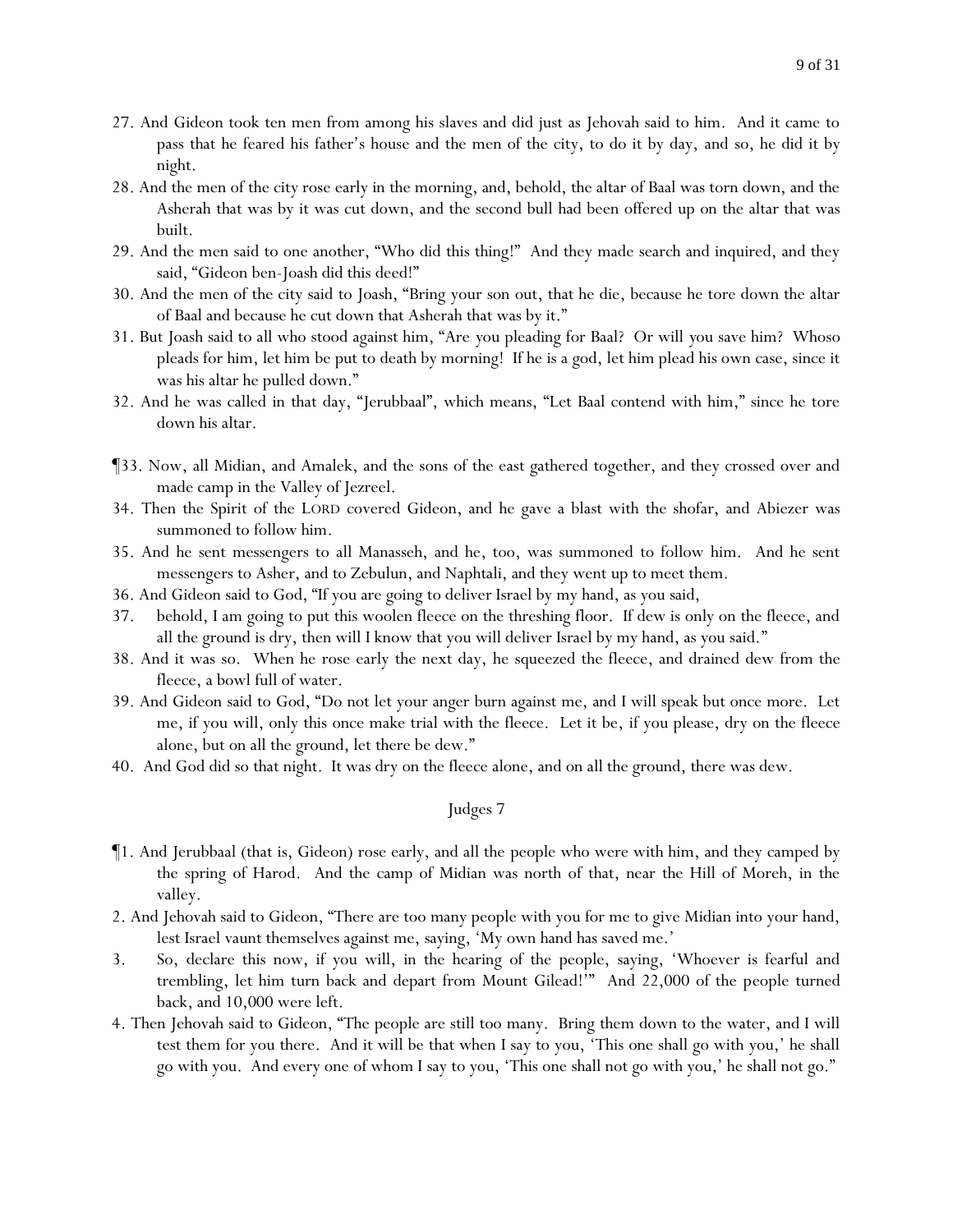27. And Gideon took ten men from among his slaves and did just as Jehovah said to him. And it came to pass that he feared his father's house and the men of the city, to do it by day, and so, he did it by night.
28. And the men of the city rose early in the morning, and, behold, the altar of Baal was torn down, and the Asherah that was by it was cut down, and the second bull had been offered up on the altar that was built.
29. And the men said to one another, "Who did this thing!" And they made search and inquired, and they said, "Gideon ben-Joash did this deed!"
30. And the men of the city said to Joash, "Bring your son out, that he die, because he tore down the altar of Baal and because he cut down that Asherah that was by it."
31. But Joash said to all who stood against him, "Are you pleading for Baal? Or will you save him? Whoso pleads for him, let him be put to death by morning! If he is a god, let him plead his own case, since it was his altar he pulled down."
32. And he was called in that day, "Jerubbaal", which means, "Let Baal contend with him," since he tore down his altar.

¶33. Now, all Midian, and Amalek, and the sons of the east gathered together, and they crossed over and made camp in the Valley of Jezreel.
34. Then the Spirit of the LORD covered Gideon, and he gave a blast with the shofar, and Abiezer was summoned to follow him.
35. And he sent messengers to all Manasseh, and he, too, was summoned to follow him. And he sent messengers to Asher, and to Zebulun, and Naphtali, and they went up to meet them.
36. And Gideon said to God, "If you are going to deliver Israel by my hand, as you said,
37. behold, I am going to put this woolen fleece on the threshing floor. If dew is only on the fleece, and all the ground is dry, then will I know that you will deliver Israel by my hand, as you said."
38. And it was so. When he rose early the next day, he squeezed the fleece, and drained dew from the fleece, a bowl full of water.
39. And Gideon said to God, "Do not let your anger burn against me, and I will speak but once more. Let me, if you will, only this once make trial with the fleece. Let it be, if you please, dry on the fleece alone, but on all the ground, let there be dew."
40. And God did so that night. It was dry on the fleece alone, and on all the ground, there was dew.

## Judges 7

¶1. And Jerubbaal (that is, Gideon) rose early, and all the people who were with him, and they camped by the spring of Harod. And the camp of Midian was north of that, near the Hill of Moreh, in the valley.
2. And Jehovah said to Gideon, "There are too many people with you for me to give Midian into your hand, lest Israel vaunt themselves against me, saying, 'My own hand has saved me.'
3. So, declare this now, if you will, in the hearing of the people, saying, 'Whoever is fearful and trembling, let him turn back and depart from Mount Gilead!'" And 22,000 of the people turned back, and 10,000 were left.
4. Then Jehovah said to Gideon, "The people are still too many. Bring them down to the water, and I will test them for you there. And it will be that when I say to you, 'This one shall go with you,' he shall go with you. And every one of whom I say to you, 'This one shall not go with you,' he shall not go."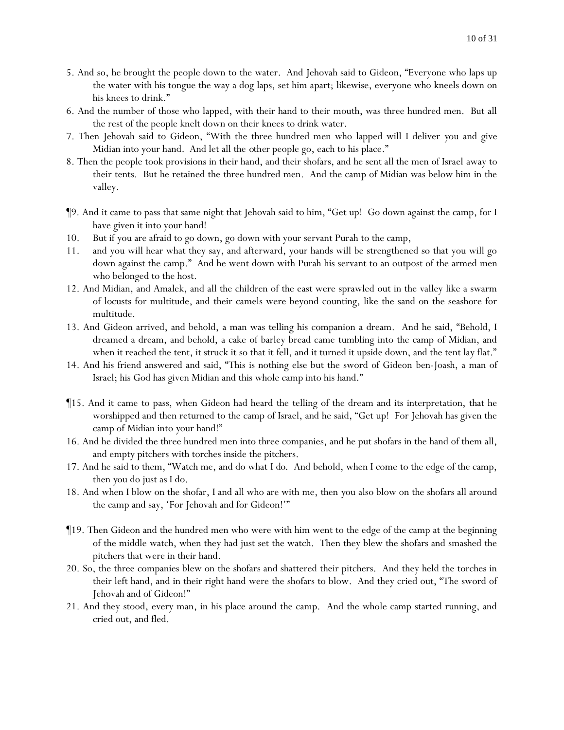5. And so, he brought the people down to the water. And Jehovah said to Gideon, "Everyone who laps up the water with his tongue the way a dog laps, set him apart; likewise, everyone who kneels down on his knees to drink."

6. And the number of those who lapped, with their hand to their mouth, was three hundred men. But all the rest of the people knelt down on their knees to drink water.

7. Then Jehovah said to Gideon, "With the three hundred men who lapped will I deliver you and give Midian into your hand. And let all the *other* people go, each to his place."

8. Then the people took provisions in their hand, and their shofars, and he sent all the men of Israel away to their tents. But he retained the three hundred men. And the camp of Midian was below him in the valley.

¶9. And it came to pass that same night that Jehovah said to him, "Get up! Go down against the camp, for I have given it into your hand!

10. But if you are afraid to go down, go down with your servant Purah to the camp,

11. and you will hear what they say, and afterward, your hands will be strengthened so that you will go down against the camp." And he went down with Purah his servant to an outpost of the armed men who belonged to the host.

12. And Midian, and Amalek, and all the children of the east were sprawled out in the valley like a swarm of locusts for multitude, and their camels were beyond counting, like the sand on the seashore for multitude.

13. And Gideon arrived, and behold, a man was telling his companion a dream. And he said, "Behold, I dreamed a dream, and behold, a cake of barley bread came tumbling into the camp of Midian, and when it reached the tent, it struck it so that it fell, and it turned it upside down, and the tent lay flat."

14. And his friend answered and said, "This is nothing else but the sword of Gideon ben-Joash, a man of Israel; his God has given Midian and this whole camp into his hand."

¶15. And it came to pass, when Gideon had heard the telling of the dream and its interpretation, that he worshipped and then returned to the camp of Israel, and he said, "Get up! For Jehovah has given the camp of Midian into your hand!"

16. And he divided the three hundred men into three companies, and he put shofars in the hand of them all, and empty pitchers with torches inside the pitchers.

17. And he said to them, "Watch me, and do what I do. And behold, when I come to the edge of the camp, then you do just as I do.

18. And when I blow on the shofar, I and all who are with me, then you also blow on the shofars all around the camp and say, 'For Jehovah and for Gideon!'"

¶19. Then Gideon and the hundred men who were with him went to the edge of the camp at the beginning of the middle watch, when they had just set the watch. Then they blew the shofars and smashed the pitchers that were in their hand.

20. So, the three companies blew on the shofars and shattered their pitchers. And they held the torches in their left hand, and in their right hand were the shofars to blow. And they cried out, "The sword of Jehovah and of Gideon!"

21. And they stood, every man, in his place around the camp. And the whole camp started running, and cried out, and fled.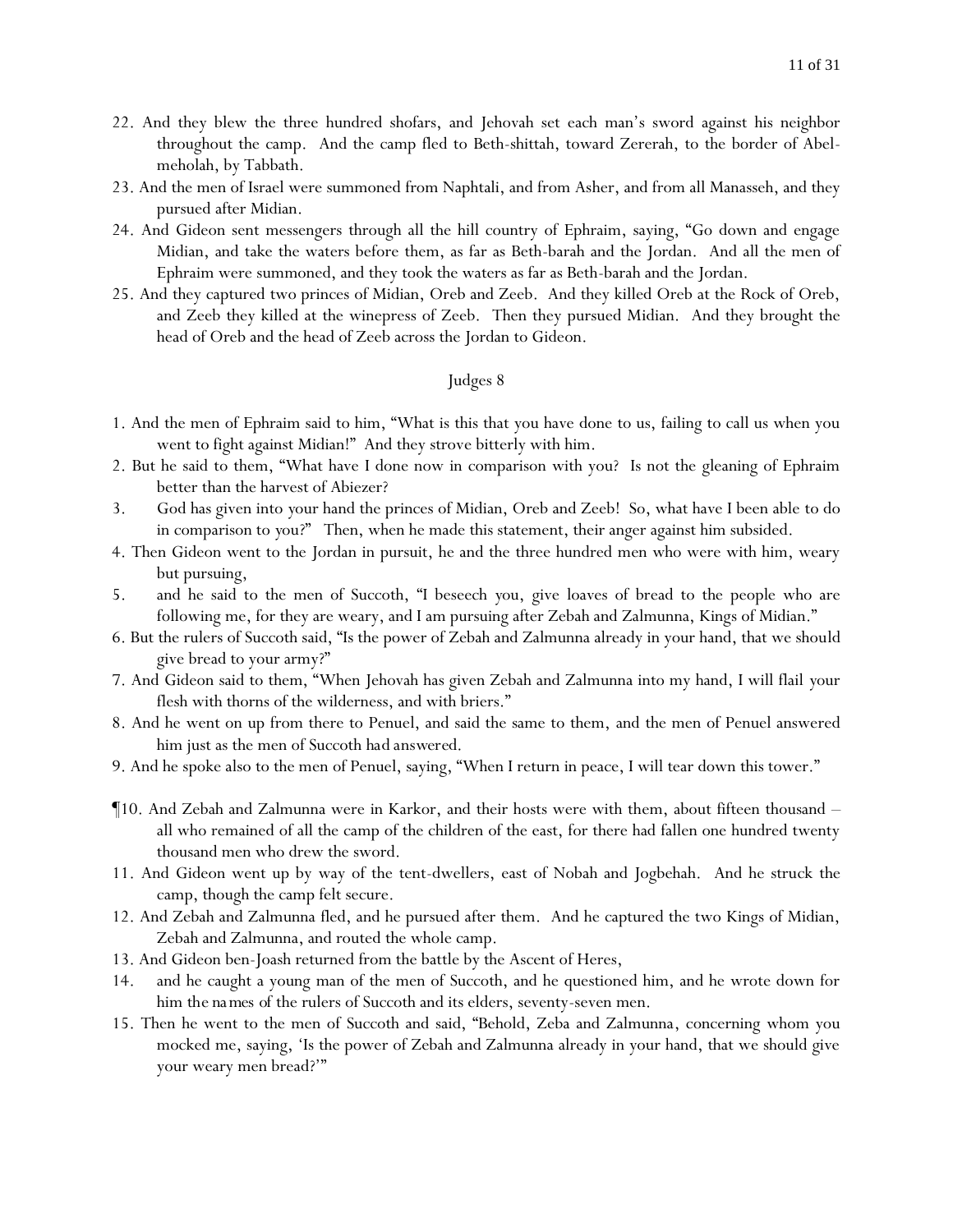22. And they blew the three hundred shofars, and Jehovah set each man's sword against his neighbor throughout the camp. And the camp fled to Beth-shittah, toward Zererah, to the border of Abel-meholah, by Tabbath.
23. And the men of Israel were summoned from Naphtali, and from Asher, and from all Manasseh, and they pursued after Midian.
24. And Gideon sent messengers through all the hill country of Ephraim, saying, "Go down and engage Midian, and take the waters before them, as far as Beth-barah and the Jordan. And all the men of Ephraim were summoned, and they took the waters as far as Beth-barah and the Jordan.
25. And they captured two princes of Midian, Oreb and Zeeb. And they killed Oreb at the Rock of Oreb, and Zeeb they killed at the winepress of Zeeb. Then they pursued Midian. And they brought the head of Oreb and the head of Zeeb across the Jordan to Gideon.

## Judges 8

1. And the men of Ephraim said to him, "What is this that you have done to us, failing to call us when you went to fight against Midian!" And they strove bitterly with him.
2. But he said to them, "What have I done now in comparison with you? Is not the gleaning of Ephraim better than the harvest of Abiezer?
3. God has given into your hand the princes of Midian, Oreb and Zeeb! So, what have I been able to do in comparison to you?" Then, when he made this statement, their anger against him subsided.
4. Then Gideon went to the Jordan in pursuit, he and the three hundred men who were with him, weary but pursuing,
5. and he said to the men of Succoth, "I beseech you, give loaves of bread to the people who are following me, for they are weary, and I am pursuing after Zebah and Zalmunna, Kings of Midian."
6. But the rulers of Succoth said, "Is the power of Zebah and Zalmunna already in your hand, that we should give bread to your army?"
7. And Gideon said to them, "When Jehovah has given Zebah and Zalmunna into my hand, I will flail your flesh with thorns of the wilderness, and with briers."
8. And he went on up from there to Penuel, and said the same to them, and the men of Penuel answered him just as the men of Succoth had answered.
9. And he spoke also to the men of Penuel, saying, "When I return in peace, I will tear down this tower."

¶10. And Zebah and Zalmunna were in Karkor, and their hosts were with them, about fifteen thousand – all who remained of all the camp of the children of the east, for there had fallen one hundred twenty thousand men who drew the sword.
11. And Gideon went up by way of the tent-dwellers, east of Nobah and Jogbehah. And he struck the camp, though the camp felt secure.
12. And Zebah and Zalmunna fled, and he pursued after them. And he captured the two Kings of Midian, Zebah and Zalmunna, and routed the whole camp.
13. And Gideon ben-Joash returned from the battle by the Ascent of Heres,
14. and he caught a young man of the men of Succoth, and he questioned him, and he wrote down for him the names of the rulers of Succoth and its elders, seventy-seven men.
15. Then he went to the men of Succoth and said, "Behold, Zeba and Zalmunna, concerning whom you mocked me, saying, 'Is the power of Zebah and Zalmunna already in your hand, that we should give your weary men bread?'"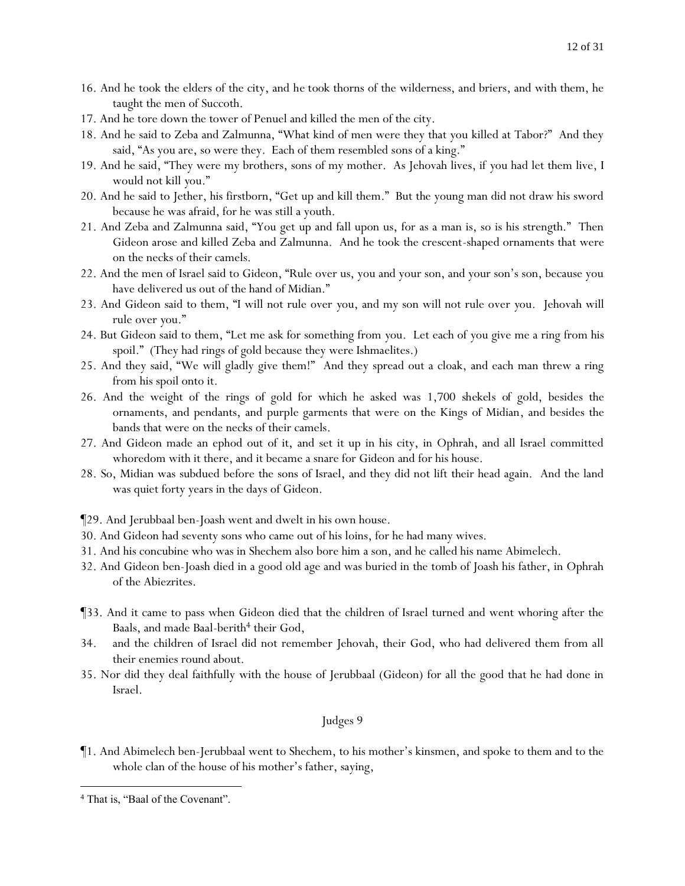16. And he took the elders of the city, and he took thorns of the wilderness, and briers, and with them, he taught the men of Succoth.
17. And he tore down the tower of Penuel and killed the men of the city.
18. And he said to Zeba and Zalmunna, "What kind of men were they that you killed at Tabor?" And they said, "As you are, so were they. Each of them resembled sons of a king."
19. And he said, "They were my brothers, sons of my mother. As Jehovah lives, if you had let them live, I would not kill you."
20. And he said to Jether, his firstborn, "Get up and kill them." But the young man did not draw his sword because he was afraid, for he was still a youth.
21. And Zeba and Zalmunna said, "You get up and fall upon us, for as a man is, so is his strength." Then Gideon arose and killed Zeba and Zalmunna. And he took the crescent-shaped ornaments that were on the necks of their camels.
22. And the men of Israel said to Gideon, "Rule over us, you and your son, and your son's son, because you have delivered us out of the hand of Midian."
23. And Gideon said to them, "I will not rule over you, and my son will not rule over you. Jehovah will rule over you."
24. But Gideon said to them, "Let me ask for something from you. Let each of you give me a ring from his spoil." (They had rings of gold because they were Ishmaelites.)
25. And they said, "We will gladly give them!" And they spread out a cloak, and each man threw a ring from his spoil onto it.
26. And the weight of the rings of gold for which he asked was 1,700 shekels of gold, besides the ornaments, and pendants, and purple garments that were on the Kings of Midian, and besides the bands that were on the necks of their camels.
27. And Gideon made an ephod out of it, and set it up in his city, in Ophrah, and all Israel committed whoredom with it there, and it became a snare for Gideon and for his house.
28. So, Midian was subdued before the sons of Israel, and they did not lift their head again. And the land was quiet forty years in the days of Gideon.

¶29. And Jerubbaal ben-Joash went and dwelt in his own house.
30. And Gideon had seventy sons who came out of his loins, for he had many wives.
31. And his concubine who was in Shechem also bore him a son, and he called his name Abimelech.
32. And Gideon ben-Joash died in a good old age and was buried in the tomb of Joash his father, in Ophrah of the Abiezrites.

¶33. And it came to pass when Gideon died that the children of Israel turned and went whoring after the Baals, and made Baal-berith[4] their God,
34. and the children of Israel did not remember Jehovah, their God, who had delivered them from all their enemies round about.
35. Nor did they deal faithfully with the house of Jerubbaal (Gideon) for all the good that he had done in Israel.

## Judges 9

¶1. And Abimelech ben-Jerubbaal went to Shechem, to his mother's kinsmen, and spoke to them and to the whole clan of the house of his mother's father, saying,

[4] That is, "Baal of the Covenant".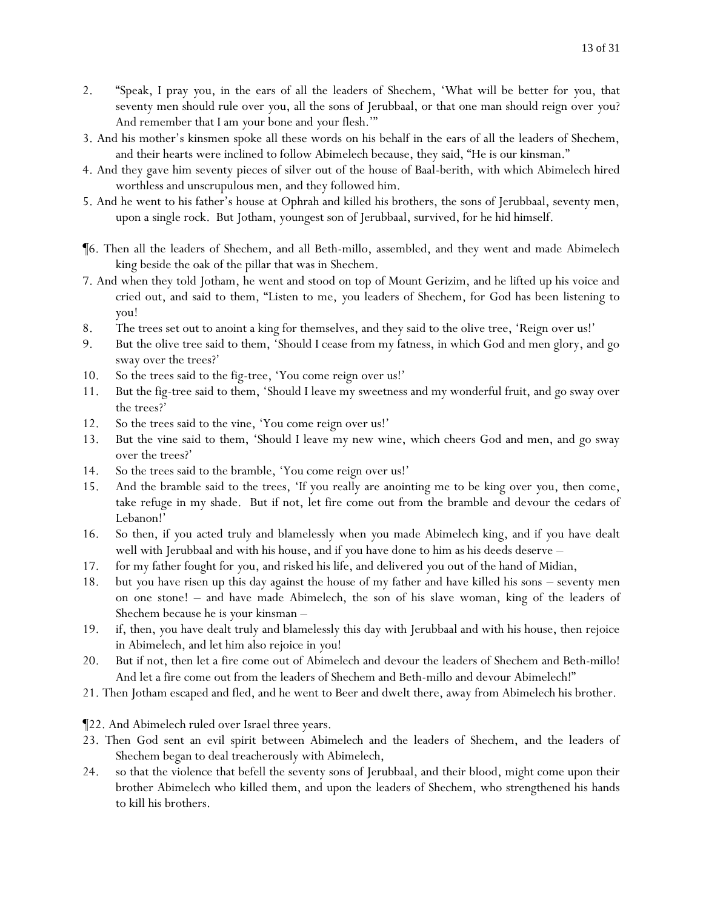2. "Speak, I pray you, in the ears of all the leaders of Shechem, 'What will be better for you, that seventy men should rule over you, all the sons of Jerubbaal, or that one man should reign over you? And remember that I am your bone and your flesh.'"

3. And his mother's kinsmen spoke all these words on his behalf in the ears of all the leaders of Shechem, and their hearts were inclined to follow Abimelech because, they said, "He is our kinsman."

4. And they gave him seventy pieces of silver out of the house of Baal-berith, with which Abimelech hired worthless and unscrupulous men, and they followed him.

5. And he went to his father's house at Ophrah and killed his brothers, the sons of Jerubbaal, seventy men, upon a single rock. But Jotham, youngest son of Jerubbaal, survived, for he hid himself.

¶6. Then all the leaders of Shechem, and all Beth-millo, assembled, and they went and made Abimelech king beside the oak of the pillar that was in Shechem.

7. And when they told Jotham, he went and stood on top of Mount Gerizim, and he lifted up his voice and cried out, and said to them, "Listen to me, you leaders of Shechem, for God has been listening to you!

8. The trees set out to anoint a king for themselves, and they said to the olive tree, 'Reign over us!'

9. But the olive tree said to them, 'Should I cease from my fatness, in which God and men glory, and go sway over the trees?'

10. So the trees said to the fig-tree, 'You come reign over us!'

11. But the fig-tree said to them, 'Should I leave my sweetness and my wonderful fruit, and go sway over the trees?'

12. So the trees said to the vine, 'You come reign over us!'

13. But the vine said to them, 'Should I leave my new wine, which cheers God and men, and go sway over the trees?'

14. So the trees said to the bramble, 'You come reign over us!'

15. And the bramble said to the trees, 'If you really are anointing me to be king over you, then come, take refuge in my shade. But if not, let fire come out from the bramble and devour the cedars of Lebanon!'

16. So then, if you acted truly and blamelessly when you made Abimelech king, and if you have dealt well with Jerubbaal and with his house, and if you have done to him as his deeds deserve –

17. for my father fought for you, and risked his life, and delivered you out of the hand of Midian,

18. but you have risen up this day against the house of my father and have killed his sons – seventy men on one stone! – and have made Abimelech, the son of his slave woman, king of the leaders of Shechem because he is your kinsman –

19. if, then, you have dealt truly and blamelessly this day with Jerubbaal and with his house, then rejoice in Abimelech, and let him also rejoice in you!

20. But if not, then let a fire come out of Abimelech and devour the leaders of Shechem and Beth-millo! And let a fire come out from the leaders of Shechem and Beth-millo and devour Abimelech!"

21. Then Jotham escaped and fled, and he went to Beer and dwelt there, away from Abimelech his brother.

¶22. And Abimelech ruled over Israel three years.

23. Then God sent an evil spirit between Abimelech and the leaders of Shechem, and the leaders of Shechem began to deal treacherously with Abimelech,

24. so that the violence that befell the seventy sons of Jerubbaal, and their blood, might come upon their brother Abimelech who killed them, and upon the leaders of Shechem, who strengthened his hands to kill his brothers.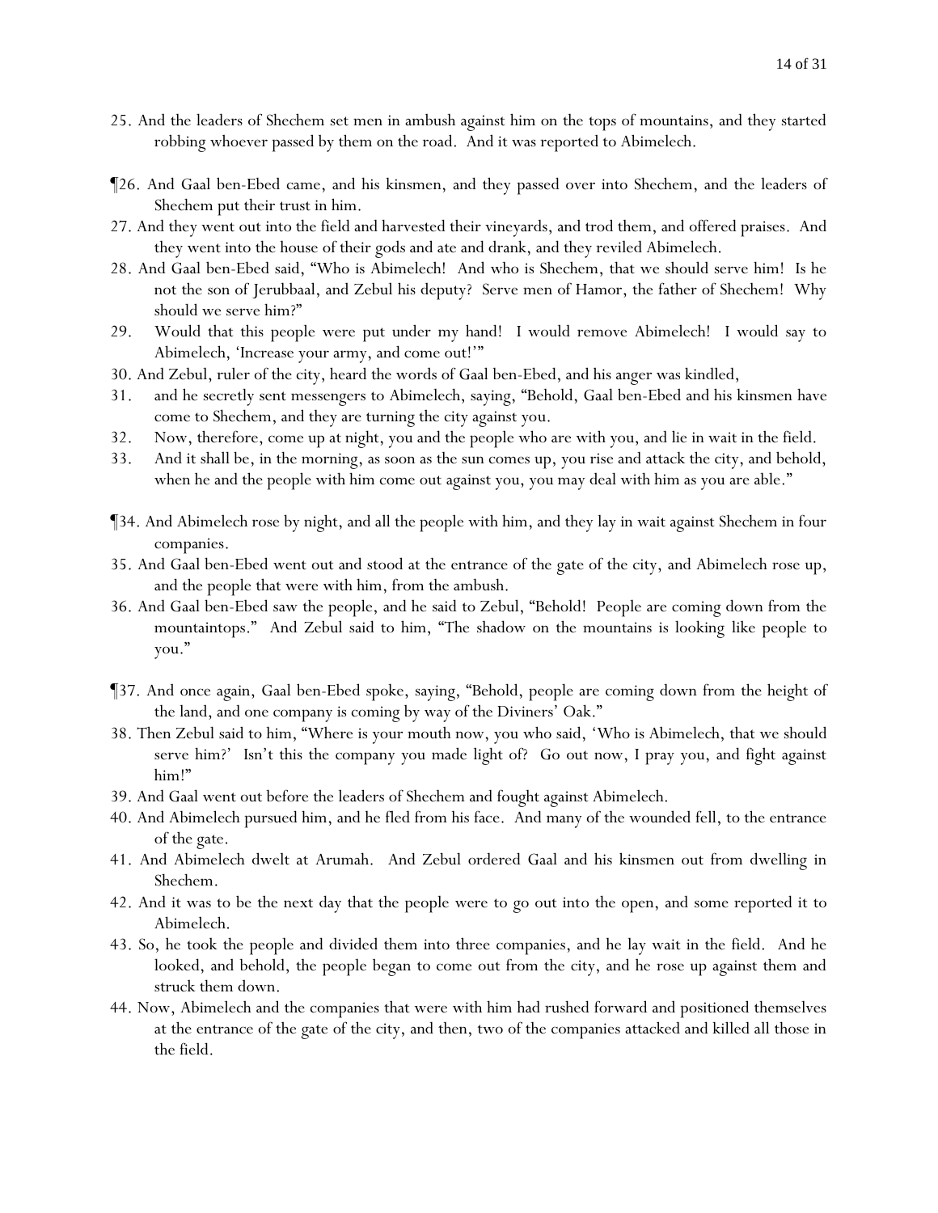25. And the leaders of Shechem set men in ambush against him on the tops of mountains, and they started robbing whoever passed by them on the road. And it was reported to Abimelech.

¶26. And Gaal ben-Ebed came, and his kinsmen, and they passed over into Shechem, and the leaders of Shechem put their trust in him.

27. And they went out into the field and harvested their vineyards, and trod them, and offered praises. And they went into the house of their gods and ate and drank, and they reviled Abimelech.

28. And Gaal ben-Ebed said, "Who is Abimelech! And who is Shechem, that we should serve him! Is he not the son of Jerubbaal, and Zebul his deputy? Serve men of Hamor, the father of Shechem! Why should we serve him?"

29. Would that this people were put under my hand! I would remove Abimelech! I would say to Abimelech, 'Increase your army, and come out!'"

30. And Zebul, ruler of the city, heard the words of Gaal ben-Ebed, and his anger was kindled,

31. and he secretly sent messengers to Abimelech, saying, "Behold, Gaal ben-Ebed and his kinsmen have come to Shechem, and they are turning the city against you.

32. Now, therefore, come up at night, you and the people who are with you, and lie in wait in the field.

33. And it shall be, in the morning, as soon as the sun comes up, you rise and attack the city, and behold, when he and the people with him come out against you, you may deal with him as you are able."

¶34. And Abimelech rose by night, and all the people with him, and they lay in wait against Shechem in four companies.

35. And Gaal ben-Ebed went out and stood at the entrance of the gate of the city, and Abimelech rose up, and the people that were with him, from the ambush.

36. And Gaal ben-Ebed saw the people, and he said to Zebul, "Behold! People are coming down from the mountaintops." And Zebul said to him, "The shadow on the mountains is looking like people to you."

¶37. And once again, Gaal ben-Ebed spoke, saying, "Behold, people are coming down from the height of the land, and one company is coming by way of the Diviners' Oak."

38. Then Zebul said to him, "Where is your mouth now, you who said, 'Who is Abimelech, that we should serve him?' Isn't this the company you made light of? Go out now, I pray you, and fight against him!"

39. And Gaal went out before the leaders of Shechem and fought against Abimelech.

40. And Abimelech pursued him, and he fled from his face. And many of the wounded fell, to the entrance of the gate.

41. And Abimelech dwelt at Arumah. And Zebul ordered Gaal and his kinsmen out from dwelling in Shechem.

42. And it was to be the next day that the people were to go out into the open, and some reported it to Abimelech.

43. So, he took the people and divided them into three companies, and he lay wait in the field. And he looked, and behold, the people began to come out from the city, and he rose up against them and struck them down.

44. Now, Abimelech and the companies that were with him had rushed forward and positioned themselves at the entrance of the gate of the city, and then, two of the companies attacked and killed all those in the field.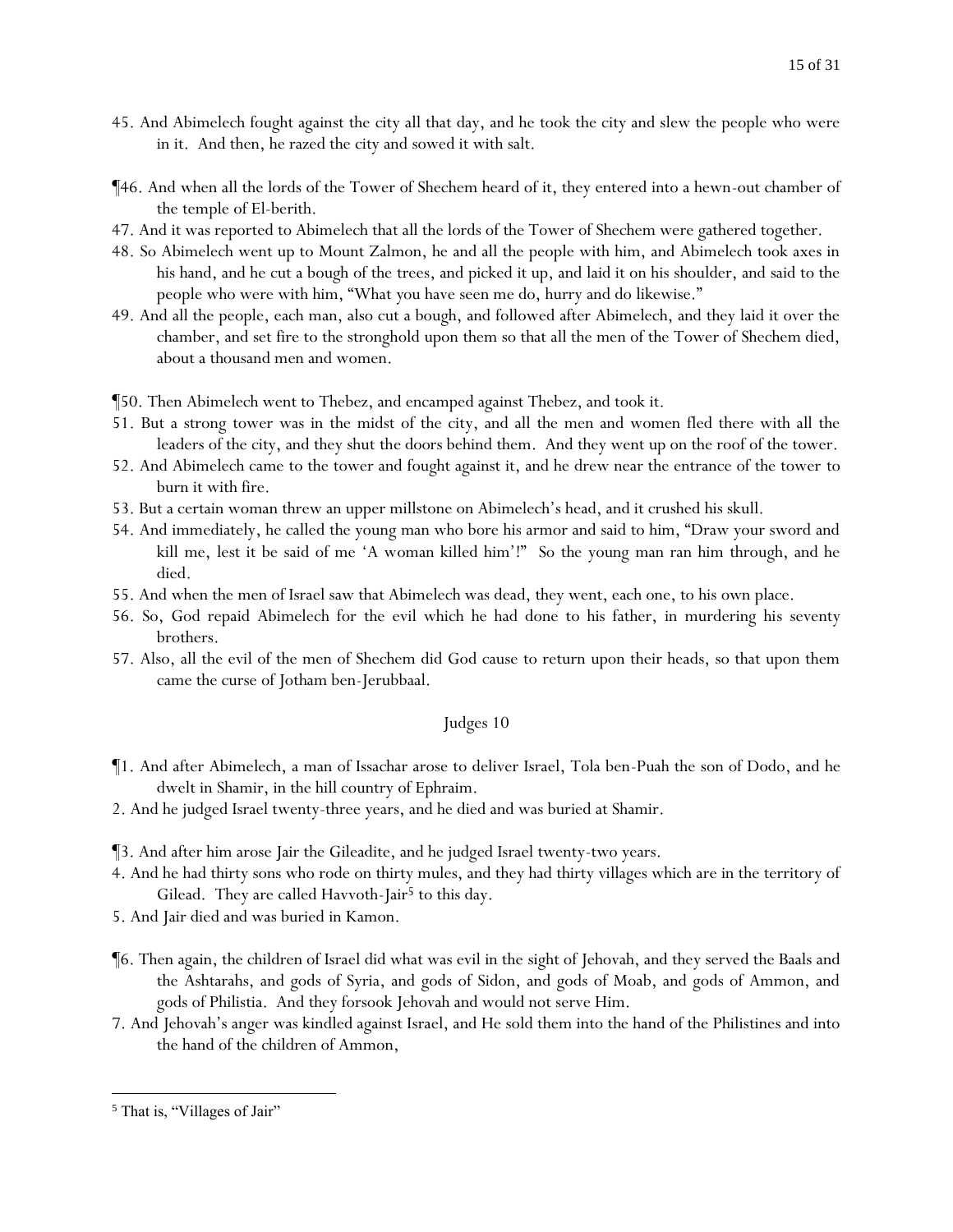45. And Abimelech fought against the city all that day, and he took the city and slew the people who were in it. And then, he razed the city and sowed it with salt.

¶46. And when all the lords of the Tower of Shechem heard of it, they entered into a hewn-out chamber of the temple of El-berith.

47. And it was reported to Abimelech that all the lords of the Tower of Shechem were gathered together.

48. So Abimelech went up to Mount Zalmon, he and all the people with him, and Abimelech took axes in his hand, and he cut a bough of the trees, and picked it up, and laid it on his shoulder, and said to the people who were with him, "What you have seen me do, hurry and do likewise."

49. And all the people, each man, also cut a bough, and followed after Abimelech, and they laid it over the chamber, and set fire to the stronghold upon them so that all the men of the Tower of Shechem died, about a thousand men and women.

¶50. Then Abimelech went to Thebez, and encamped against Thebez, and took it.

51. But a strong tower was in the midst of the city, and all the men and women fled there with all the leaders of the city, and they shut the doors behind them. And they went up on the roof of the tower.

52. And Abimelech came to the tower and fought against it, and he drew near the entrance of the tower to burn it with fire.

53. But a certain woman threw an upper millstone on Abimelech's head, and it crushed his skull.

54. And immediately, he called the young man who bore his armor and said to him, "Draw your sword and kill me, lest it be said of me 'A woman killed him'!" So the young man ran him through, and he died.

55. And when the men of Israel saw that Abimelech was dead, they went, each one, to his own place.

56. So, God repaid Abimelech for the evil which he had done to his father, in murdering his seventy brothers.

57. Also, all the evil of the men of Shechem did God cause to return upon their heads, so that upon them came the curse of Jotham ben-Jerubbaal.

## Judges 10

¶1. And after Abimelech, a man of Issachar arose to deliver Israel, Tola ben-Puah the son of Dodo, and he dwelt in Shamir, in the hill country of Ephraim.

2. And he judged Israel twenty-three years, and he died and was buried at Shamir.

¶3. And after him arose Jair the Gileadite, and he judged Israel twenty-two years.

4. And he had thirty sons who rode on thirty mules, and they had thirty villages which are in the territory of Gilead. They are called Havvoth-Jair[5] to this day.

5. And Jair died and was buried in Kamon.

¶6. Then again, the children of Israel did what was evil in the sight of Jehovah, and they served the Baals and the Ashtarahs, and gods of Syria, and gods of Sidon, and gods of Moab, and gods of Ammon, and gods of Philistia. And they forsook Jehovah and would not serve Him.

7. And Jehovah's anger was kindled against Israel, and He sold them into the hand of the Philistines and into the hand of the children of Ammon,

---

[5] That is, "Villages of Jair"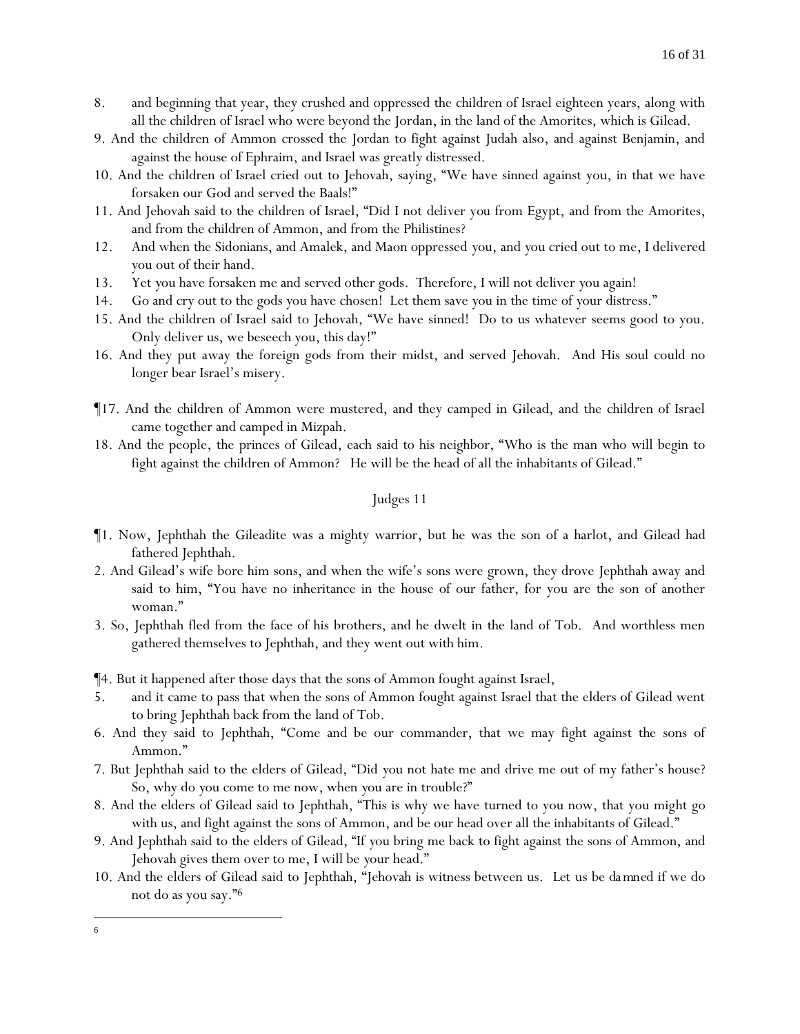8. and beginning that year, they crushed and oppressed the children of Israel eighteen years, along with all the children of Israel who were beyond the Jordan, in the land of the Amorites, which is Gilead.

9. And the children of Ammon crossed the Jordan to fight against Judah also, and against Benjamin, and against the house of Ephraim, and Israel was greatly distressed.

10. And the children of Israel cried out to Jehovah, saying, "We have sinned against you, in that we have forsaken our God and served the Baals!"

11. And Jehovah said to the children of Israel, "Did I not deliver you from Egypt, and from the Amorites, and from the children of Ammon, and from the Philistines?

12. And when the Sidonians, and Amalek, and Maon oppressed you, and you cried out to me, I delivered you out of their hand.

13. Yet you have forsaken me and served other gods. Therefore, I will not deliver you again!

14. Go and cry out to the gods you have chosen! Let them save you in the time of your distress."

15. And the children of Israel said to Jehovah, "We have sinned! Do to us whatever seems good to you. Only deliver us, we beseech you, this day!"

16. And they put away the foreign gods from their midst, and served Jehovah. And His soul could no longer bear Israel's misery.

¶17. And the children of Ammon were mustered, and they camped in Gilead, and the children of Israel came together and camped in Mizpah.

18. And the people, the princes of Gilead, each said to his neighbor, "Who is the man who will begin to fight against the children of Ammon? He will be the head of all the inhabitants of Gilead."

## Judges 11

¶1. Now, Jephthah the Gileadite was a mighty warrior, but he was the son of a harlot, and Gilead had fathered Jephthah.

2. And Gilead's wife bore him sons, and when the wife's sons were grown, they drove Jephthah away and said to him, "You have no inheritance in the house of our father, for you are the son of another woman."

3. So, Jephthah fled from the face of his brothers, and he dwelt in the land of Tob. And worthless men gathered themselves to Jephthah, and they went out with him.

¶4. But it happened after those days that the sons of Ammon fought against Israel,

5. and it came to pass that when the sons of Ammon fought against Israel that the elders of Gilead went to bring Jephthah back from the land of Tob.

6. And they said to Jephthah, "Come and be our commander, that we may fight against the sons of Ammon."

7. But Jephthah said to the elders of Gilead, "Did you not hate me and drive me out of my father's house? So, why do you come to me now, when you are in trouble?"

8. And the elders of Gilead said to Jephthah, "This is why we have turned to you now, that you might go with us, and fight against the sons of Ammon, and be our head over all the inhabitants of Gilead."

9. And Jephthah said to the elders of Gilead, "If you bring me back to fight against the sons of Ammon, and Jehovah gives them over to me, I will be your head."

10. And the elders of Gilead said to Jephthah, "Jehovah is witness between us. Let us be damned if we do not do as you say."[6]

---

[6]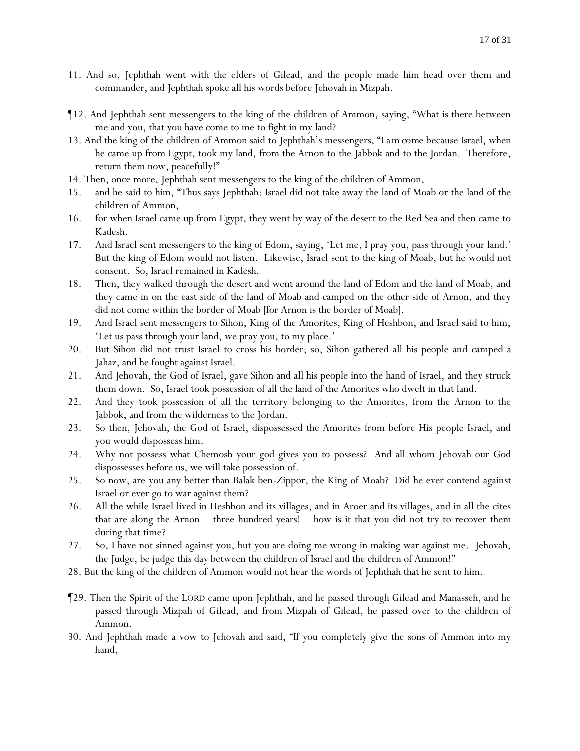11. And so, Jephthah went with the elders of Gilead, and the people made him head over them and commander, and Jephthah spoke all his words before Jehovah in Mizpah.

¶12. And Jephthah sent messengers to the king of the children of Ammon, saying, "What is there between me and you, that you have come to me to fight in my land?

13. And the king of the children of Ammon said to Jephthah's messengers, "I *am* come because Israel, when he came up from Egypt, took my land, from the Arnon to the Jabbok and to the Jordan. Therefore, return them now, peacefully!"

14. Then, once more, Jephthah sent messengers to the king of the children of Ammon,

15. and he said to him, "Thus says Jephthah: Israel did not take away the land of Moab or the land of the children of Ammon,

16. for when Israel came up from Egypt, they went by way of the desert to the Red Sea and then came to Kadesh.

17. And Israel sent messengers to the king of Edom, saying, 'Let me, I pray you, pass through your land.' But the king of Edom would not listen. Likewise, Israel sent to the king of Moab, but he would not consent. So, Israel remained in Kadesh.

18. Then, they walked through the desert and went around the land of Edom and the land of Moab, and they came in on the east side of the land of Moab and camped on the other side of Arnon, and they did not come within the border of Moab [for Arnon is the border of Moab].

19. And Israel sent messengers to Sihon, King of the Amorites, King of Heshbon, and Israel said to him, 'Let us pass through your land, we pray you, to my place.'

20. But Sihon did not trust Israel to cross his border; so, Sihon gathered all his people and camped a Jahaz, and he fought against Israel.

21. And Jehovah, the God of Israel, gave Sihon and all his people into the hand of Israel, and they struck them down. So, Israel took possession of all the land of the Amorites who dwelt in that land.

22. And they took possession of all the territory belonging to the Amorites, from the Arnon to the Jabbok, and from the wilderness to the Jordan.

23. So then, Jehovah, the God of Israel, dispossessed the Amorites from before His people Israel, and you would dispossess him.

24. Why not possess what Chemosh your god gives you to possess? And all whom Jehovah our God dispossesses before us, we will take possession of.

25. So now, are you any better than Balak ben-Zippor, the King of Moab? Did he ever contend against Israel or ever go to war against them?

26. All the while Israel lived in Heshbon and its villages, and in Aroer and its villages, and in all the cites that are along the Arnon – three hundred years! – how is it that you did not try to recover them during that time?

27. So, I have not sinned against you, but you are doing me wrong in making war against me. Jehovah, the Judge, be judge this day between the children of Israel and the children of Ammon!"

28. But the king of the children of Ammon would not hear the words of Jephthah that he sent to him.

¶29. Then the Spirit of the LORD came upon Jephthah, and he passed through Gilead and Manasseh, and he passed through Mizpah of Gilead, and from Mizpah of Gilead, he passed over to the children of Ammon.

30. And Jephthah made a vow to Jehovah and said, "If you completely give the sons of Ammon into my hand,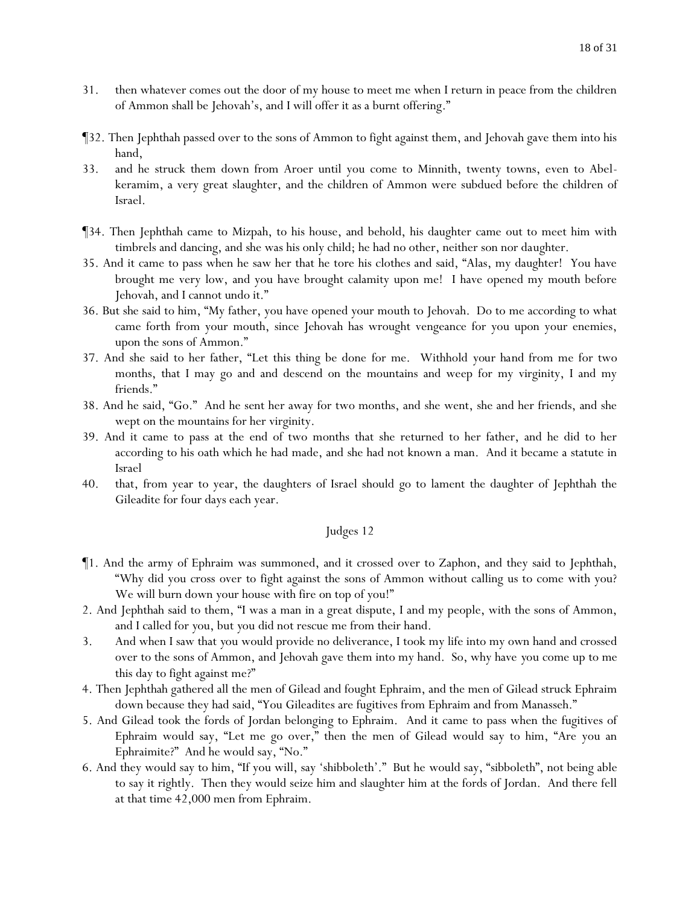31. then whatever comes out the door of my house to meet me when I return in peace from the children of Ammon shall be Jehovah's, and I will offer it as a burnt offering."

¶32. Then Jephthah passed over to the sons of Ammon to fight against them, and Jehovah gave them into his hand,

33. and he struck them down from Aroer until you come to Minnith, twenty towns, even to Abel-keramim, a very great slaughter, and the children of Ammon were subdued before the children of Israel.

¶34. Then Jephthah came to Mizpah, to his house, and behold, his daughter came out to meet him with timbrels and dancing, and she was his only child; he had no other, neither son nor daughter.

35. And it came to pass when he saw her that he tore his clothes and said, "Alas, my daughter! You have brought me very low, and you have brought calamity upon me! I have opened my mouth before Jehovah, and I cannot undo it."

36. But she said to him, "My father, you have opened your mouth to Jehovah. Do to me according to what came forth from your mouth, since Jehovah has wrought vengeance for you upon your enemies, upon the sons of Ammon."

37. And she said to her father, "Let this thing be done for me. Withhold your hand from me for two months, that I may go and and descend on the mountains and weep for my virginity, I and my friends."

38. And he said, "Go." And he sent her away for two months, and she went, she and her friends, and she wept on the mountains for her virginity.

39. And it came to pass at the end of two months that she returned to her father, and he did to her according to his oath which he had made, and she had not known a man. And it became a statute in Israel

40. that, from year to year, the daughters of Israel should go to lament the daughter of Jephthah the Gileadite for four days each year.

## Judges 12

¶1. And the army of Ephraim was summoned, and it crossed over to Zaphon, and they said to Jephthah, "Why did you cross over to fight against the sons of Ammon without calling us to come with you? We will burn down your house with fire on top of you!"

2. And Jephthah said to them, "I was a man in a great dispute, I and my people, with the sons of Ammon, and I called for you, but you did not rescue me from their hand.

3. And when I saw that you would provide no deliverance, I took my life into my own hand and crossed over to the sons of Ammon, and Jehovah gave them into my hand. So, why have you come up to me this day to fight against me?"

4. Then Jephthah gathered all the men of Gilead and fought Ephraim, and the men of Gilead struck Ephraim down because they had said, "You Gileadites are fugitives from Ephraim and from Manasseh."

5. And Gilead took the fords of Jordan belonging to Ephraim. And it came to pass when the fugitives of Ephraim would say, "Let me go over," then the men of Gilead would say to him, "Are you an Ephraimite?" And he would say, "No."

6. And they would say to him, "If you will, say 'shibboleth'." But he would say, "sibboleth", not being able to say it rightly. Then they would seize him and slaughter him at the fords of Jordan. And there fell at that time 42,000 men from Ephraim.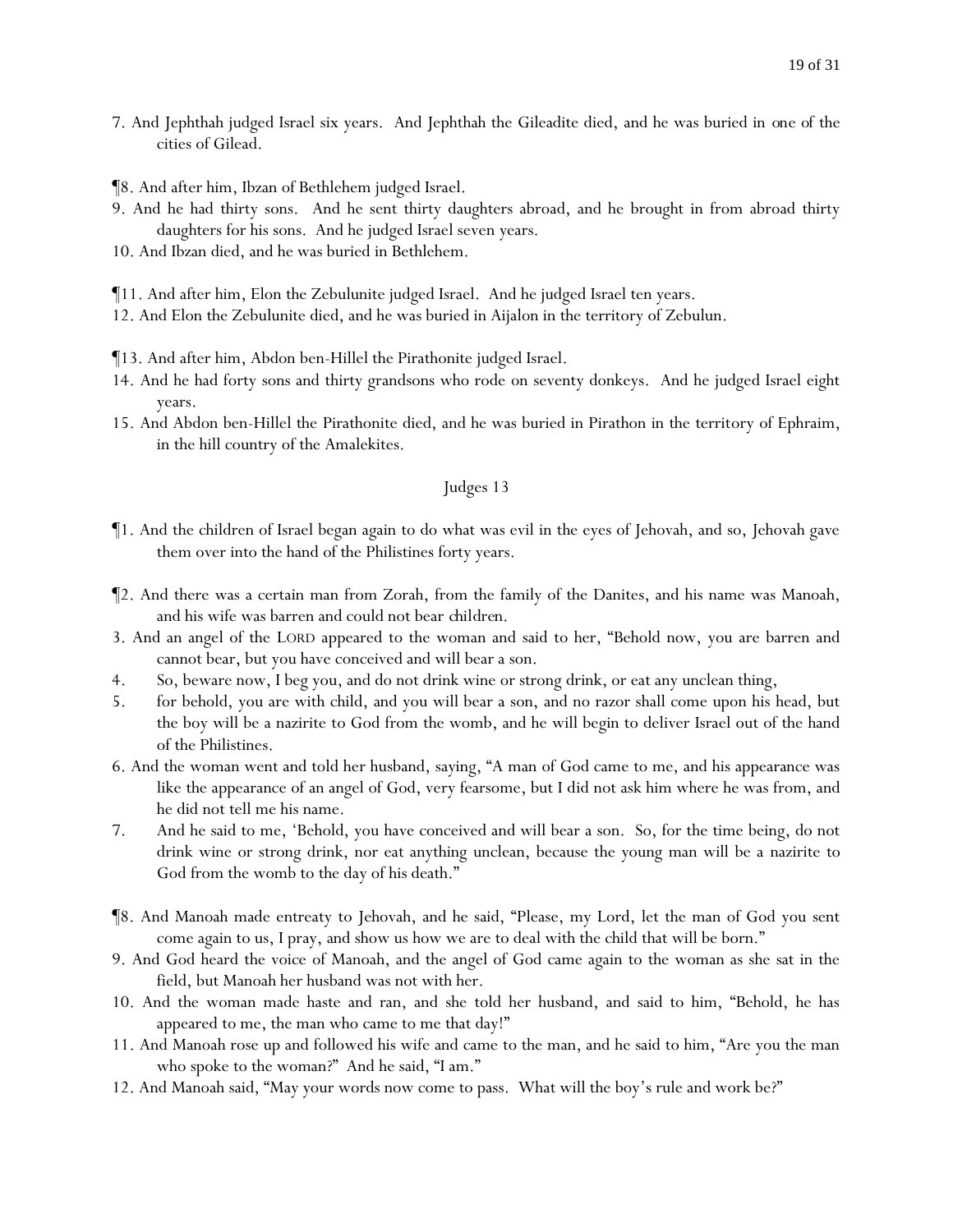7. And Jephthah judged Israel six years. And Jephthah the Gileadite died, and he was buried in one of the cities of Gilead.

¶8. And after him, Ibzan of Bethlehem judged Israel.
9. And he had thirty sons. And he sent thirty daughters abroad, and he brought in from abroad thirty daughters for his sons. And he judged Israel seven years.
10. And Ibzan died, and he was buried in Bethlehem.

¶11. And after him, Elon the Zebulunite judged Israel. And he judged Israel ten years.
12. And Elon the Zebulunite died, and he was buried in Aijalon in the territory of Zebulun.

¶13. And after him, Abdon ben-Hillel the Pirathonite judged Israel.
14. And he had forty sons and thirty grandsons who rode on seventy donkeys. And he judged Israel eight years.
15. And Abdon ben-Hillel the Pirathonite died, and he was buried in Pirathon in the territory of Ephraim, in the hill country of the Amalekites.

## Judges 13

¶1. And the children of Israel began again to do what was evil in the eyes of Jehovah, and so, Jehovah gave them over into the hand of the Philistines forty years.

¶2. And there was a certain man from Zorah, from the family of the Danites, and his name was Manoah, and his wife was barren and could not bear children.
3. And an angel of the LORD appeared to the woman and said to her, "Behold now, you are barren and cannot bear, but you have conceived and will bear a son.
4. So, beware now, I beg you, and do not drink wine or strong drink, or eat any unclean thing,
5. for behold, you are with child, and you will bear a son, and no razor shall come upon his head, but the boy will be a nazirite to God from the womb, and he will begin to deliver Israel out of the hand of the Philistines.
6. And the woman went and told her husband, saying, "A man of God came to me, and his appearance was like the appearance of an angel of God, very fearsome, but I did not ask him where he was from, and he did not tell me his name.
7. And he said to me, 'Behold, you have conceived and will bear a son. So, for the time being, do not drink wine or strong drink, nor eat anything unclean, because the young man will be a nazirite to God from the womb to the day of his death."

¶8. And Manoah made entreaty to Jehovah, and he said, "Please, my Lord, let the man of God you sent come again to us, I pray, and show us how we are to deal with the child that will be born."
9. And God heard the voice of Manoah, and the angel of God came again to the woman as she sat in the field, but Manoah her husband was not with her.
10. And the woman made haste and ran, and she told her husband, and said to him, "Behold, he has appeared to me, the man who came to me that day!"
11. And Manoah rose up and followed his wife and came to the man, and he said to him, "Are you the man who spoke to the woman?" And he said, "I am."
12. And Manoah said, "May your words now come to pass. What will the boy's rule and work be?"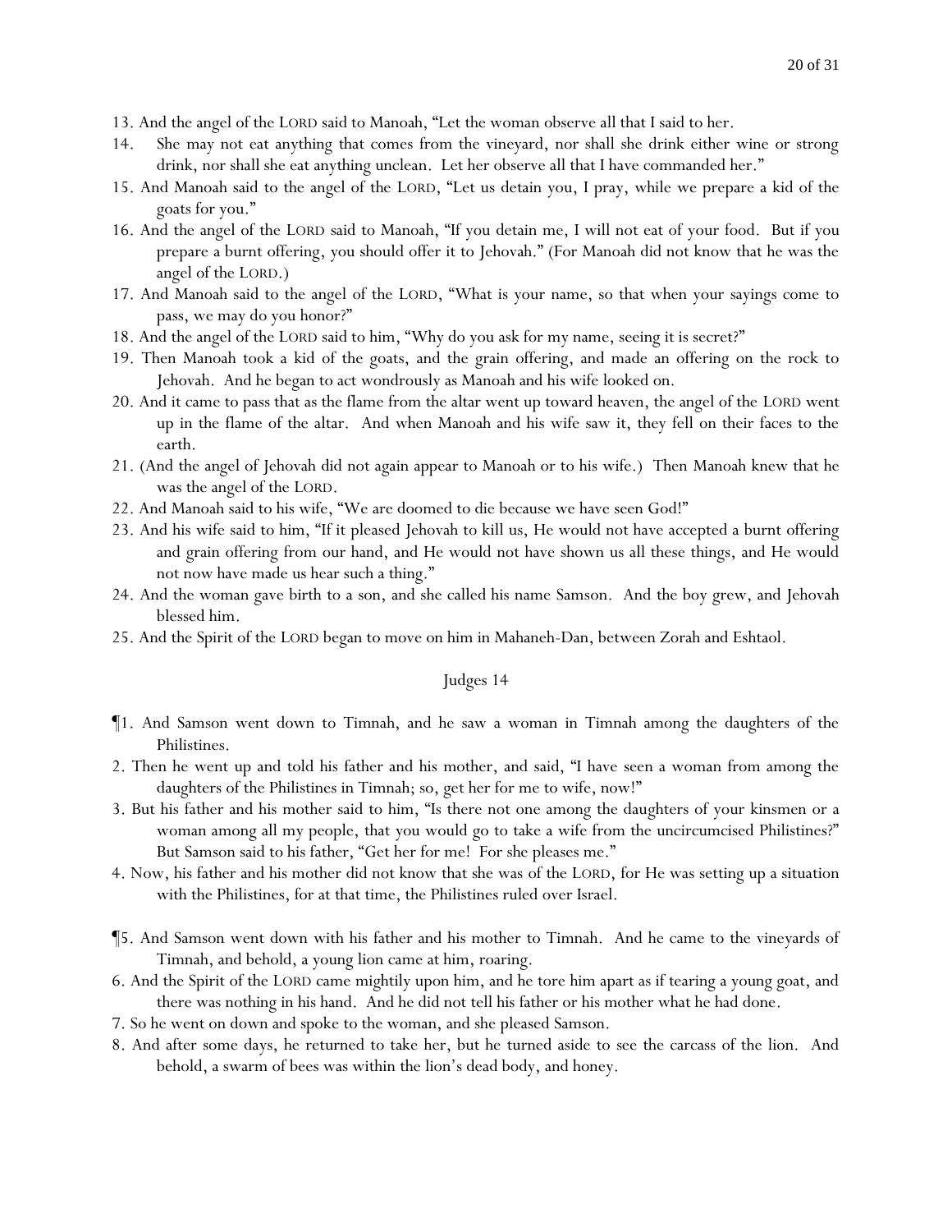13. And the angel of the LORD said to Manoah, "Let the woman observe all that I said to her.

14. She may not eat anything that comes from the vineyard, nor shall she drink either wine or strong drink, nor shall she eat anything unclean. Let her observe all that I have commanded her."

15. And Manoah said to the angel of the LORD, "Let us detain you, I pray, while we prepare a kid of the goats for you."

16. And the angel of the LORD said to Manoah, "If you detain me, I will not eat of your food. But if you prepare a burnt offering, you should offer it to Jehovah." (For Manoah did not know that he was the angel of the LORD.)

17. And Manoah said to the angel of the LORD, "What is your name, so that when your sayings come to pass, we may do you honor?"

18. And the angel of the LORD said to him, "Why do you ask for my name, seeing it is secret?"

19. Then Manoah took a kid of the goats, and the grain offering, and made an offering on the rock to Jehovah. And he began to act wondrously as Manoah and his wife looked on.

20. And it came to pass that as the flame from the altar went up toward heaven, the angel of the LORD went up in the flame of the altar. And when Manoah and his wife saw it, they fell on their faces to the earth.

21. (And the angel of Jehovah did not again appear to Manoah or to his wife.) Then Manoah knew that he was the angel of the LORD.

22. And Manoah said to his wife, "We are doomed to die because we have seen God!"

23. And his wife said to him, "If it pleased Jehovah to kill us, He would not have accepted a burnt offering and grain offering from our hand, and He would not have shown us all these things, and He would not now have made us hear such a thing."

24. And the woman gave birth to a son, and she called his name Samson. And the boy grew, and Jehovah blessed him.

25. And the Spirit of the LORD began to move on him in Mahaneh-Dan, between Zorah and Eshtaol.

## Judges 14

¶1. And Samson went down to Timnah, and he saw a woman in Timnah among the daughters of the Philistines.

2. Then he went up and told his father and his mother, and said, "I have seen a woman from among the daughters of the Philistines in Timnah; so, get her for me to wife, now!"

3. But his father and his mother said to him, "Is there not one among the daughters of your kinsmen or a woman among all my people, that you would go to take a wife from the uncircumcised Philistines?" But Samson said to his father, "Get her for me! For she pleases me."

4. Now, his father and his mother did not know that she was of the LORD, for He was setting up a situation with the Philistines, for at that time, the Philistines ruled over Israel.

¶5. And Samson went down with his father and his mother to Timnah. And he came to the vineyards of Timnah, and behold, a young lion came at him, roaring.

6. And the Spirit of the LORD came mightily upon him, and he tore him apart as if tearing a young goat, and there was nothing in his hand. And he did not tell his father or his mother what he had done.

7. So he went on down and spoke to the woman, and she pleased Samson.

8. And after some days, he returned to take her, but he turned aside to see the carcass of the lion. And behold, a swarm of bees was within the lion's dead body, and honey.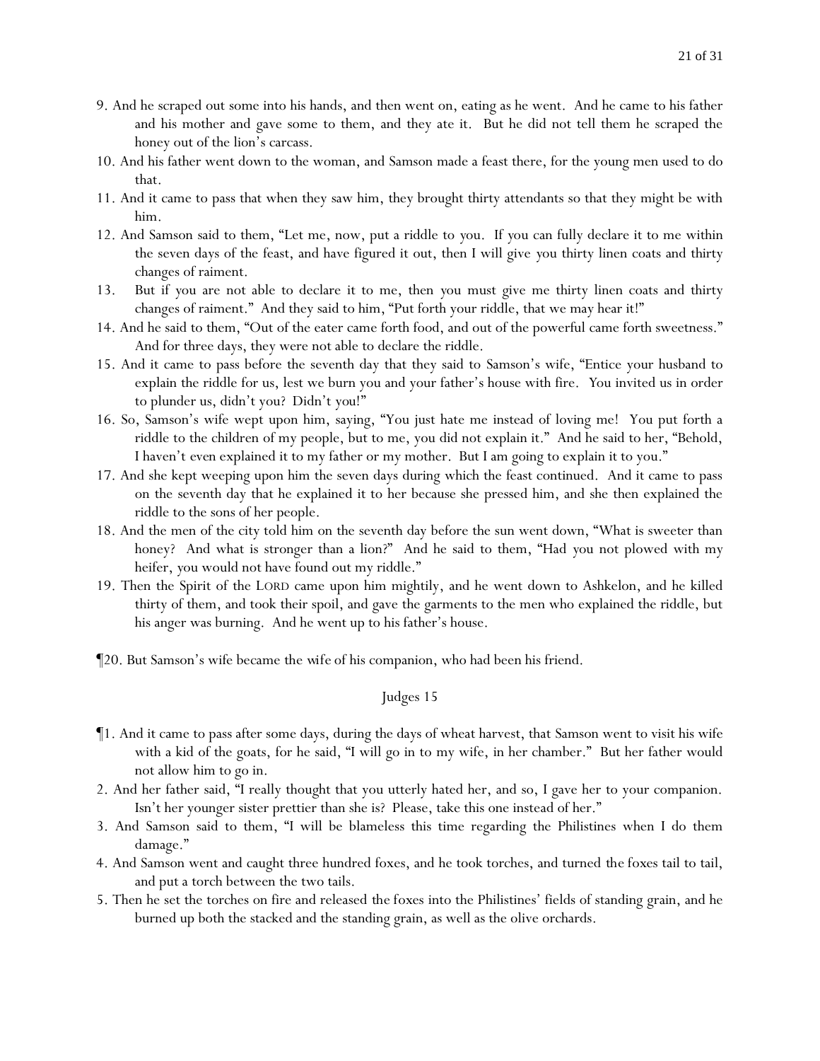9. And he scraped out some into his hands, and then went on, eating as he went. And he came to his father and his mother and gave some to them, and they ate it. But he did not tell them he scraped the honey out of the lion's carcass.

10. And his father went down to the woman, and Samson made a feast there, for the young men used to do that.

11. And it came to pass that when they saw him, they brought thirty attendants so that they might be with him.

12. And Samson said to them, "Let me, now, put a riddle to you. If you can fully declare it to me within the seven days of the feast, and have figured it out, then I will give you thirty linen coats and thirty changes of raiment.

13. But if you are not able to declare it to me, then you must give me thirty linen coats and thirty changes of raiment." And they said to him, "Put forth your riddle, that we may hear it!"

14. And he said to them, "Out of the eater came forth food, and out of the powerful came forth sweetness." And for three days, they were not able to declare the riddle.

15. And it came to pass before the seventh day that they said to Samson's wife, "Entice your husband to explain the riddle for us, lest we burn you and your father's house with fire. You invited us in order to plunder us, didn't you? Didn't you!"

16. So, Samson's wife wept upon him, saying, "You just hate me instead of loving me! You put forth a riddle to the children of my people, but to me, you did not explain it." And he said to her, "Behold, I haven't even explained it to my father or my mother. But I am going to explain it to you."

17. And she kept weeping upon him the seven days during which the feast continued. And it came to pass on the seventh day that he explained it to her because she pressed him, and she then explained the riddle to the sons of her people.

18. And the men of the city told him on the seventh day before the sun went down, "What is sweeter than honey? And what is stronger than a lion?" And he said to them, "Had you not plowed with my heifer, you would not have found out my riddle."

19. Then the Spirit of the LORD came upon him mightily, and he went down to Ashkelon, and he killed thirty of them, and took their spoil, and gave the garments to the men who explained the riddle, but his anger was burning. And he went up to his father's house.

¶20. But Samson's wife became the wife of his companion, who had been his friend.

## Judges 15

¶1. And it came to pass after some days, during the days of wheat harvest, that Samson went to visit his wife with a kid of the goats, for he said, "I will go in to my wife, in her chamber." But her father would not allow him to go in.

2. And her father said, "I really thought that you utterly hated her, and so, I gave her to your companion. Isn't her younger sister prettier than she is? Please, take this one instead of her."

3. And Samson said to them, "I will be blameless this time regarding the Philistines when I do them damage."

4. And Samson went and caught three hundred foxes, and he took torches, and turned the foxes tail to tail, and put a torch between the two tails.

5. Then he set the torches on fire and released the foxes into the Philistines' fields of standing grain, and he burned up both the stacked and the standing grain, as well as the olive orchards.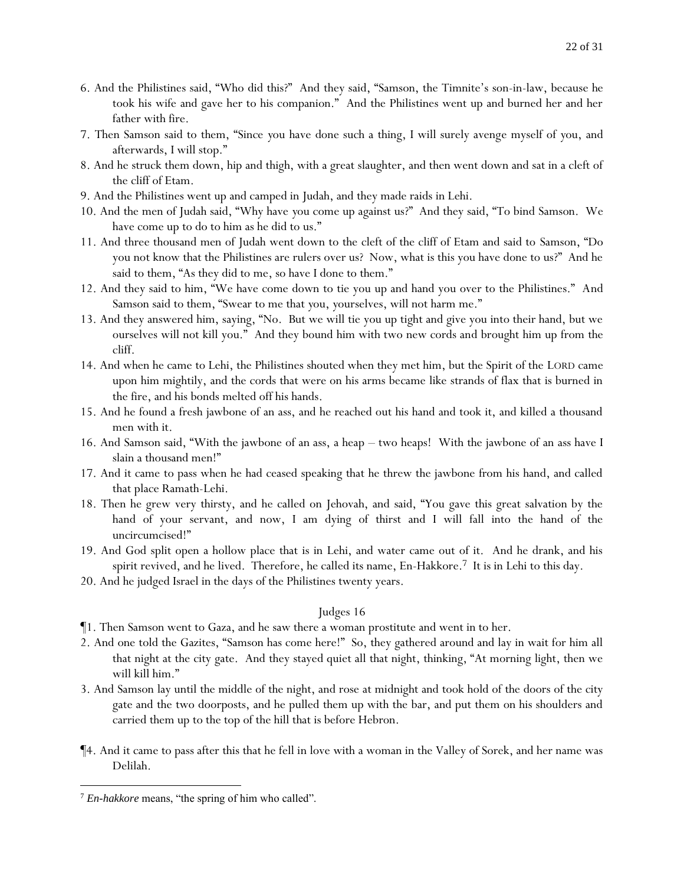6. And the Philistines said, "Who did this?" And they said, "Samson, the Timnite's son-in-law, because he took his wife and gave her to his companion." And the Philistines went up and burned her and her father with fire.
7. Then Samson said to them, "Since you have done such a thing, I will surely avenge myself of you, and afterwards, I will stop."
8. And he struck them down, hip and thigh, with a great slaughter, and then went down and sat in a cleft of the cliff of Etam.
9. And the Philistines went up and camped in Judah, and they made raids in Lehi.
10. And the men of Judah said, "Why have you come up against us?" And they said, "To bind Samson. We have come up to do to him as he did to us."
11. And three thousand men of Judah went down to the cleft of the cliff of Etam and said to Samson, "Do you not know that the Philistines are rulers over us? Now, what is this you have done to us?" And he said to them, "As they did to me, so have I done to them."
12. And they said to him, "We have come down to tie you up and hand you over to the Philistines." And Samson said to them, "Swear to me that you, yourselves, will not harm me."
13. And they answered him, saying, "No. But we will tie you up tight and give you into their hand, but we ourselves will not kill you." And they bound him with two new cords and brought him up from the cliff.
14. And when he came to Lehi, the Philistines shouted when they met him, but the Spirit of the LORD came upon him mightily, and the cords that were on his arms became like strands of flax that is burned in the fire, and his bonds melted off his hands.
15. And he found a fresh jawbone of an ass, and he reached out his hand and took it, and killed a thousand men with it.
16. And Samson said, "With the jawbone of an ass, a heap – two heaps! With the jawbone of an ass have I slain a thousand men!"
17. And it came to pass when he had ceased speaking that he threw the jawbone from his hand, and called that place Ramath-Lehi.
18. Then he grew very thirsty, and he called on Jehovah, and said, "You gave this great salvation by the hand of your servant, and now, I am dying of thirst and I will fall into the hand of the uncircumcised!"
19. And God split open a hollow place that is in Lehi, and water came out of it. And he drank, and his spirit revived, and he lived. Therefore, he called its name, En-Hakkore.[7] It is in Lehi to this day.
20. And he judged Israel in the days of the Philistines twenty years.

## Judges 16

¶1. Then Samson went to Gaza, and he saw there a woman prostitute and went in to her.
2. And one told the Gazites, "Samson has come here!" So, they gathered around and lay in wait for him all that night at the city gate. And they stayed quiet all that night, thinking, "At morning light, then we will kill him."
3. And Samson lay until the middle of the night, and rose at midnight and took hold of the doors of the city gate and the two doorposts, and he pulled them up with the bar, and put them on his shoulders and carried them up to the top of the hill that is before Hebron.

¶4. And it came to pass after this that he fell in love with a woman in the Valley of Sorek, and her name was Delilah.

---

[7] *En-hakkore* means, "the spring of him who called".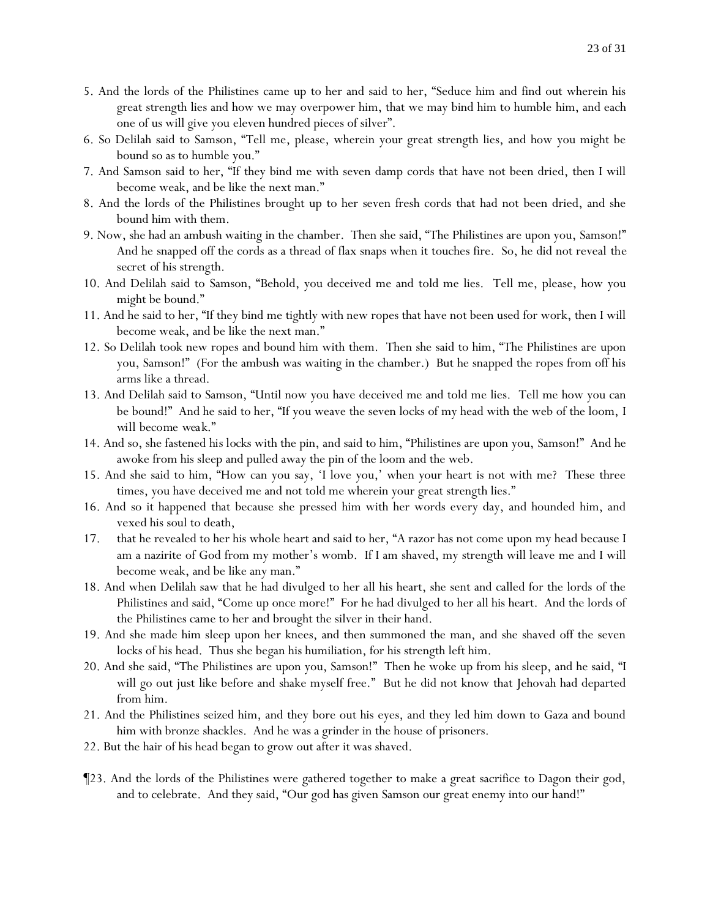5. And the lords of the Philistines came up to her and said to her, "Seduce him and find out wherein his great strength lies and how we may overpower him, that we may bind him to humble him, and each one of us will give you eleven hundred pieces of silver".

6. So Delilah said to Samson, "Tell me, please, wherein your great strength lies, and how you might be bound so as to humble you."

7. And Samson said to her, "If they bind me with seven damp cords that have not been dried, then I will become weak, and be like the next man."

8. And the lords of the Philistines brought up to her seven fresh cords that had not been dried, and she bound him with them.

9. Now, she had an ambush waiting in the chamber. Then she said, "The Philistines are upon you, Samson!" And he snapped off the cords as a thread of flax snaps when it touches fire. So, he did not reveal the secret of his strength.

10. And Delilah said to Samson, "Behold, you deceived me and told me lies. Tell me, please, how you might be bound."

11. And he said to her, "If they bind me tightly with new ropes that have not been used for work, then I will become weak, and be like the next man."

12. So Delilah took new ropes and bound him with them. Then she said to him, "The Philistines are upon you, Samson!" (For the ambush was waiting in the chamber.) But he snapped the ropes from off his arms like a thread.

13. And Delilah said to Samson, "Until now you have deceived me and told me lies. Tell me how you can be bound!" And he said to her, "If you weave the seven locks of my head with the web of the loom, I will become weak."

14. And so, she fastened his locks with the pin, and said to him, "Philistines are upon you, Samson!" And he awoke from his sleep and pulled away the pin of the loom and the web.

15. And she said to him, "How can you say, 'I love you,' when your heart is not with me? These three times, you have deceived me and not told me wherein your great strength lies."

16. And so it happened that because she pressed him with her words every day, and hounded him, and vexed his soul to death,

17. that he revealed to her his whole heart and said to her, "A razor has not come upon my head because I am a nazirite of God from my mother's womb. If I am shaved, my strength will leave me and I will become weak, and be like any man."

18. And when Delilah saw that he had divulged to her all his heart, she sent and called for the lords of the Philistines and said, "Come up once more!" For he had divulged to her all his heart. And the lords of the Philistines came to her and brought the silver in their hand.

19. And she made him sleep upon her knees, and then summoned the man, and she shaved off the seven locks of his head. Thus she began his humiliation, for his strength left him.

20. And she said, "The Philistines are upon you, Samson!" Then he woke up from his sleep, and he said, "I will go out just like before and shake myself free." But he did not know that Jehovah had departed from him.

21. And the Philistines seized him, and they bore out his eyes, and they led him down to Gaza and bound him with bronze shackles. And he was a grinder in the house of prisoners.

22. But the hair of his head began to grow out after it was shaved.

¶23. And the lords of the Philistines were gathered together to make a great sacrifice to Dagon their god, and to celebrate. And they said, "Our god has given Samson our great enemy into our hand!"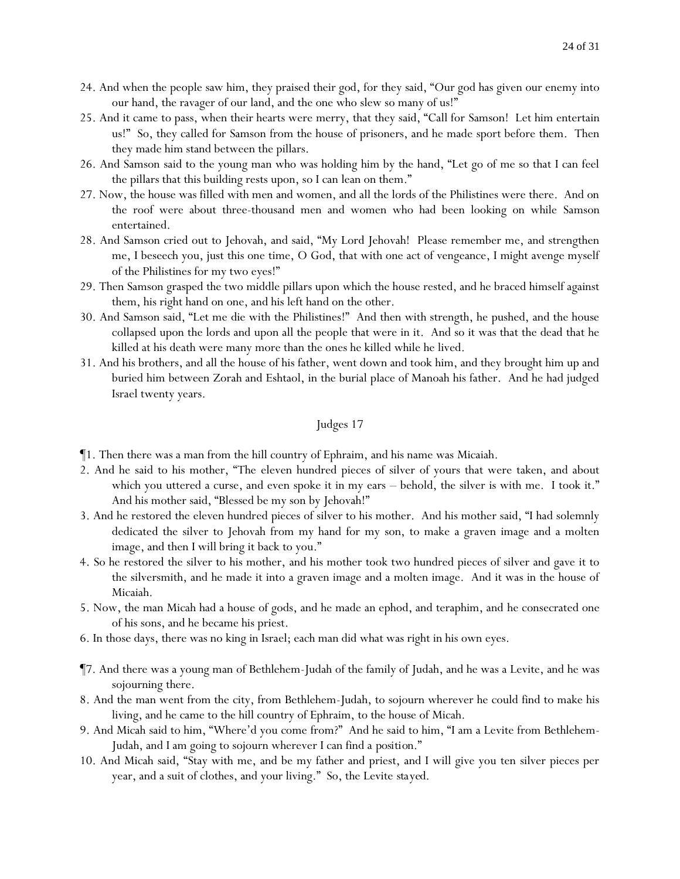24. And when the people saw him, they praised their god, for they said, "Our god has given our enemy into our hand, the ravager of our land, and the one who slew so many of us!"

25. And it came to pass, when their hearts were merry, that they said, "Call for Samson! Let him entertain us!" So, they called for Samson from the house of prisoners, and he made sport before them. Then they made him stand between the pillars.

26. And Samson said to the young man who was holding him by the hand, "Let go of me so that I can feel the pillars that this building rests upon, so I can lean on them."

27. Now, the house was filled with men and women, and all the lords of the Philistines were there. And on the roof were about three-thousand men and women who had been looking on while Samson entertained.

28. And Samson cried out to Jehovah, and said, "My Lord Jehovah! Please remember me, and strengthen me, I beseech you, just this one time, O God, that with one act of vengeance, I might avenge myself of the Philistines for my two eyes!"

29. Then Samson grasped the two middle pillars upon which the house rested, and he braced himself against them, his right hand on one, and his left hand on the other.

30. And Samson said, "Let me die with the Philistines!" And then with strength, he pushed, and the house collapsed upon the lords and upon all the people that were in it. And so it was that the dead that he killed at his death were many more than the ones he killed while he lived.

31. And his brothers, and all the house of his father, went down and took him, and they brought him up and buried him between Zorah and Eshtaol, in the burial place of Manoah his father. And he had judged Israel twenty years.

## Judges 17

¶1. Then there was a man from the hill country of Ephraim, and his name was Micaiah.

2. And he said to his mother, "The eleven hundred pieces of silver of yours that were taken, and about which you uttered a curse, and even spoke it in my ears – behold, the silver is with me. I took it." And his mother said, "Blessed be my son by Jehovah!"

3. And he restored the eleven hundred pieces of silver to his mother. And his mother said, "I had solemnly dedicated the silver to Jehovah from my hand for my son, to make a graven image and a molten image, and then I will bring it back to you."

4. So he restored the silver to his mother, and his mother took two hundred pieces of silver and gave it to the silversmith, and he made it into a graven image and a molten image. And it was in the house of Micaiah.

5. Now, the man Micah had a house of gods, and he made an ephod, and teraphim, and he consecrated one of his sons, and he became his priest.

6. In those days, there was no king in Israel; each man did what was right in his own eyes.

¶7. And there was a young man of Bethlehem-Judah of the family of Judah, and he was a Levite, and he was sojourning there.

8. And the man went from the city, from Bethlehem-Judah, to sojourn wherever he could find to make his living, and he came to the hill country of Ephraim, to the house of Micah.

9. And Micah said to him, "Where'd you come from?" And he said to him, "I am a Levite from Bethlehem-Judah, and I am going to sojourn wherever I can find a position."

10. And Micah said, "Stay with me, and be my father and priest, and I will give you ten silver pieces per year, and a suit of clothes, and your living." So, the Levite stayed.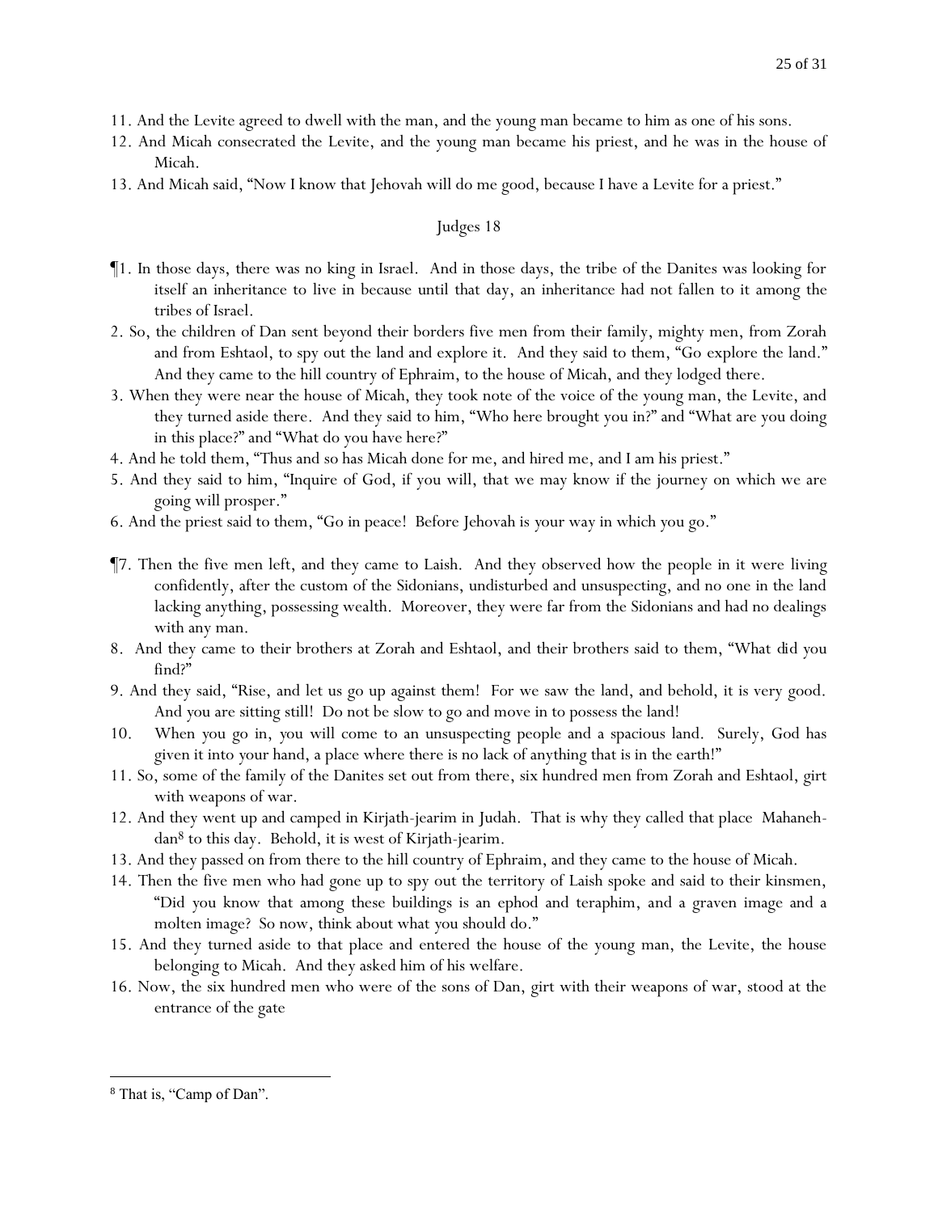11. And the Levite agreed to dwell with the man, and the young man became to him as one of his sons.
12. And Micah consecrated the Levite, and the young man became his priest, and he was in the house of Micah.
13. And Micah said, "Now I know that Jehovah will do me good, because I have a Levite for a priest."

## Judges 18

¶1. In those days, there was no king in Israel. And in those days, the tribe of the Danites was looking for itself an inheritance to live in because until that day, an inheritance had not fallen to it among the tribes of Israel.
2. So, the children of Dan sent beyond their borders five men from their family, mighty men, from Zorah and from Eshtaol, to spy out the land and explore it. And they said to them, "Go explore the land." And they came to the hill country of Ephraim, to the house of Micah, and they lodged there.
3. When they were near the house of Micah, they took note of the voice of the young man, the Levite, and they turned aside there. And they said to him, "Who here brought you in?" and "What are you doing in this place?" and "What do you have here?"
4. And he told them, "Thus and so has Micah done for me, and hired me, and I am his priest."
5. And they said to him, "Inquire of God, if you will, that we may know if the journey on which we are going will prosper."
6. And the priest said to them, "Go in peace! Before Jehovah is your way in which you go."

¶7. Then the five men left, and they came to Laish. And they observed how the people in it were living confidently, after the custom of the Sidonians, undisturbed and unsuspecting, and no one in the land lacking anything, possessing wealth. Moreover, they were far from the Sidonians and had no dealings with any man.
8. And they came to their brothers at Zorah and Eshtaol, and their brothers said to them, "What did you find?"
9. And they said, "Rise, and let us go up against them! For we saw the land, and behold, it is very good. And you are sitting still! Do not be slow to go and move in to possess the land!
10. When you go in, you will come to an unsuspecting people and a spacious land. Surely, God has given it into your hand, a place where there is no lack of anything that is in the earth!"
11. So, some of the family of the Danites set out from there, six hundred men from Zorah and Eshtaol, girt with weapons of war.
12. And they went up and camped in Kirjath-jearim in Judah. That is why they called that place Mahaneh-dan[8] to this day. Behold, it is west of Kirjath-jearim.
13. And they passed on from there to the hill country of Ephraim, and they came to the house of Micah.
14. Then the five men who had gone up to spy out the territory of Laish spoke and said to their kinsmen, "Did you know that among these buildings is an ephod and teraphim, and a graven image and a molten image? So now, think about what you should do."
15. And they turned aside to that place and entered the house of the young man, the Levite, the house belonging to Micah. And they asked him of his welfare.
16. Now, the six hundred men who were of the sons of Dan, girt with their weapons of war, stood at the entrance of the gate

[8] That is, "Camp of Dan".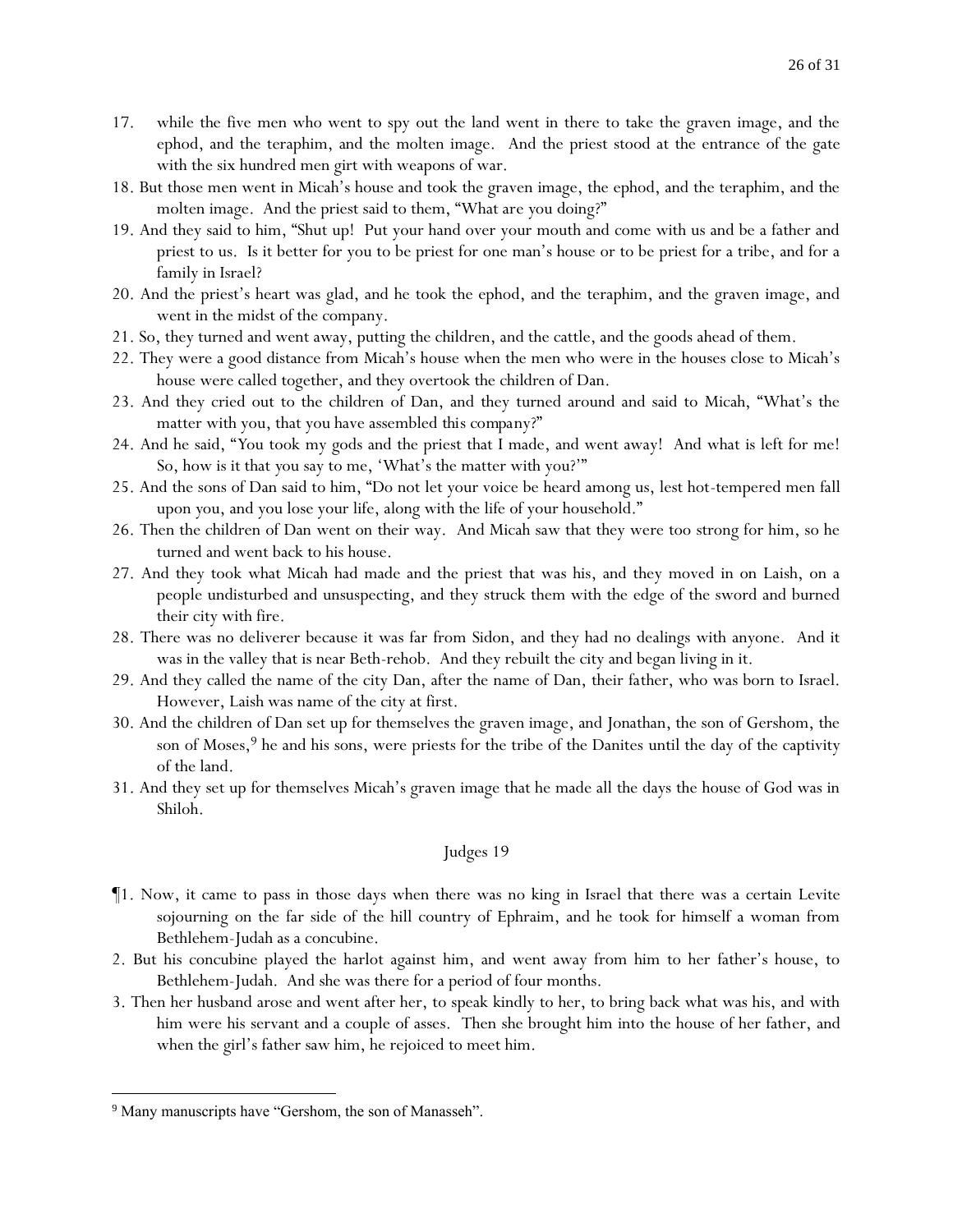17. while the five men who went to spy out the land went in there to take the graven image, and the ephod, and the teraphim, and the molten image. And the priest stood at the entrance of the gate with the six hundred men girt with weapons of war.
18. But those men went in Micah's house and took the graven image, the ephod, and the teraphim, and the molten image. And the priest said to them, "What are you doing?"
19. And they said to him, "Shut up! Put your hand over your mouth and come with us and be a father and priest to us. Is it better for you to be priest for one man's house or to be priest for a tribe, and for a family in Israel?
20. And the priest's heart was glad, and he took the ephod, and the teraphim, and the graven image, and went in the midst of the company.
21. So, they turned and went away, putting the children, and the cattle, and the goods ahead of them.
22. They were a good distance from Micah's house when the men who were in the houses close to Micah's house were called together, and they overtook the children of Dan.
23. And they cried out to the children of Dan, and they turned around and said to Micah, "What's the matter with you, that you have assembled this company?"
24. And he said, "You took my gods and the priest that I made, and went away! And what is left for me! So, how is it that you say to me, 'What's the matter with you?'"
25. And the sons of Dan said to him, "Do not let your voice be heard among us, lest hot-tempered men fall upon you, and you lose your life, along with the life of your household."
26. Then the children of Dan went on their way. And Micah saw that they were too strong for him, so he turned and went back to his house.
27. And they took what Micah had made and the priest that was his, and they moved in on Laish, on a people undisturbed and unsuspecting, and they struck them with the edge of the sword and burned their city with fire.
28. There was no deliverer because it was far from Sidon, and they had no dealings with anyone. And it was in the valley that is near Beth-rehob. And they rebuilt the city and began living in it.
29. And they called the name of the city Dan, after the name of Dan, their father, who was born to Israel. However, Laish was name of the city at first.
30. And the children of Dan set up for themselves the graven image, and Jonathan, the son of Gershom, the son of Moses,[9] he and his sons, were priests for the tribe of the Danites until the day of the captivity of the land.
31. And they set up for themselves Micah's graven image that he made all the days the house of God was in Shiloh.

## Judges 19

¶1. Now, it came to pass in those days when there was no king in Israel that there was a certain Levite sojourning on the far side of the hill country of Ephraim, and he took for himself a woman from Bethlehem-Judah as a concubine.
2. But his concubine played the harlot against him, and went away from him to her father's house, to Bethlehem-Judah. And she was there for a period of four months.
3. Then her husband arose and went after her, to speak kindly to her, to bring back what was his, and with him were his servant and a couple of asses. Then she brought him into the house of her father, and when the girl's father saw him, he rejoiced to meet him.

---

[9] Many manuscripts have "Gershom, the son of Manasseh".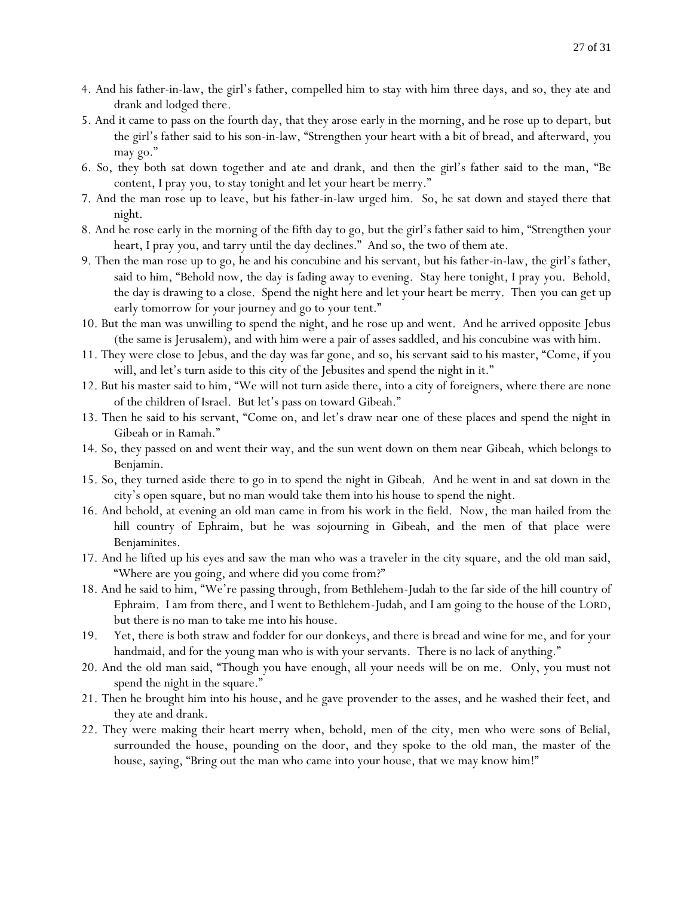4. And his father-in-law, the girl's father, compelled him to stay with him three days, and so, they ate and drank and lodged there.

5. And it came to pass on the fourth day, that they arose early in the morning, and he rose up to depart, but the girl's father said to his son-in-law, "Strengthen your heart with a bit of bread, and afterward, you may go."

6. So, they both sat down together and ate and drank, and then the girl's father said to the man, "Be content, I pray you, to stay tonight and let your heart be merry."

7. And the man rose up to leave, but his father-in-law urged him. So, he sat down and stayed there that night.

8. And he rose early in the morning of the fifth day to go, but the girl's father said to him, "Strengthen your heart, I pray you, and tarry until the day declines." And so, the two of them ate.

9. Then the man rose up to go, he and his concubine and his servant, but his father-in-law, the girl's father, said to him, "Behold now, the day is fading away to evening. Stay here tonight, I pray you. Behold, the day is drawing to a close. Spend the night here and let your heart be merry. Then you can get up early tomorrow for your journey and go to your tent."

10. But the man was unwilling to spend the night, and he rose up and went. And he arrived opposite Jebus (the same is Jerusalem), and with him were a pair of asses saddled, and his concubine was with him.

11. They were close to Jebus, and the day was far gone, and so, his servant said to his master, "Come, if you will, and let's turn aside to this city of the Jebusites and spend the night in it."

12. But his master said to him, "We will not turn aside there, into a city of foreigners, where there are none of the children of Israel. But let's pass on toward Gibeah."

13. Then he said to his servant, "Come on, and let's draw near one of these places and spend the night in Gibeah or in Ramah."

14. So, they passed on and went their way, and the sun went down on them near Gibeah, which belongs to Benjamin.

15. So, they turned aside there to go in to spend the night in Gibeah. And he went in and sat down in the city's open square, but no man would take them into his house to spend the night.

16. And behold, at evening an old man came in from his work in the field. Now, the man hailed from the hill country of Ephraim, but he was sojourning in Gibeah, and the men of that place were Benjaminites.

17. And he lifted up his eyes and saw the man who was a traveler in the city square, and the old man said, "Where are you going, and where did you come from?"

18. And he said to him, "We're passing through, from Bethlehem-Judah to the far side of the hill country of Ephraim. I am from there, and I went to Bethlehem-Judah, and I am going to the house of the LORD, but there is no man to take me into his house.

19. Yet, there is both straw and fodder for our donkeys, and there is bread and wine for me, and for your handmaid, and for the young man who is with your servants. There is no lack of anything."

20. And the old man said, "Though you have enough, all your needs will be on me. Only, you must not spend the night in the square."

21. Then he brought him into his house, and he gave provender to the asses, and he washed their feet, and they ate and drank.

22. They were making their heart merry when, behold, men of the city, men who were sons of Belial, surrounded the house, pounding on the door, and they spoke to the old man, the master of the house, saying, "Bring out the man who came into your house, that we may know him!"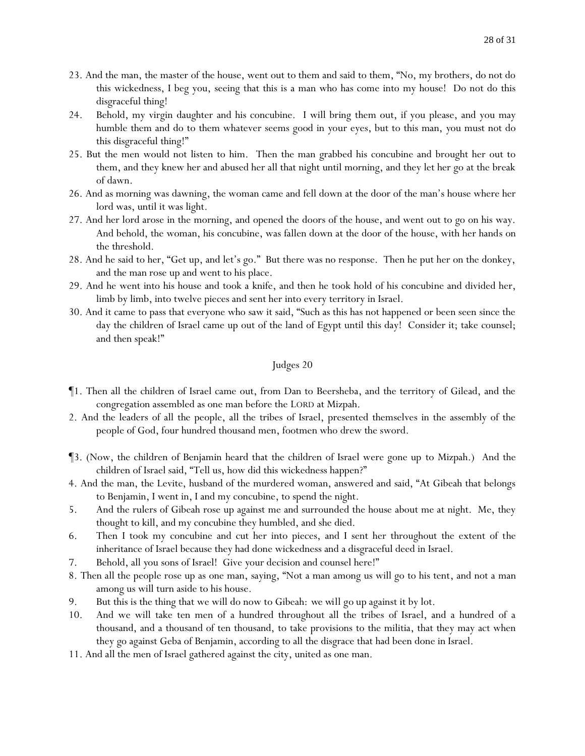23. And the man, the master of the house, went out to them and said to them, "No, my brothers, do not do this wickedness, I beg you, seeing that this is a man who has come into my house! Do not do this disgraceful thing!

24. Behold, my virgin daughter and his concubine. I will bring them out, if you please, and you may humble them and do to them whatever seems good in your eyes, but to this man, you must not do this disgraceful thing!"

25. But the men would not listen to him. Then the man grabbed his concubine and brought her out to them, and they knew her and abused her all that night until morning, and they let her go at the break of dawn.

26. And as morning was dawning, the woman came and fell down at the door of the man's house where her lord was, until it was light.

27. And her lord arose in the morning, and opened the doors of the house, and went out to go on his way. And behold, the woman, his concubine, was fallen down at the door of the house, with her hands on the threshold.

28. And he said to her, "Get up, and let's go." But there was no response. Then he put her on the donkey, and the man rose up and went to his place.

29. And he went into his house and took a knife, and then he took hold of his concubine and divided her, limb by limb, into twelve pieces and sent her into every territory in Israel.

30. And it came to pass that everyone who saw it said, "Such as this has not happened or been seen since the day the children of Israel came up out of the land of Egypt until this day! Consider it; take counsel; and then speak!"

## Judges 20

¶1. Then all the children of Israel came out, from Dan to Beersheba, and the territory of Gilead, and the congregation assembled as one man before the LORD at Mizpah.

2. And the leaders of all the people, all the tribes of Israel, presented themselves in the assembly of the people of God, four hundred thousand men, footmen who drew the sword.

¶3. (Now, the children of Benjamin heard that the children of Israel were gone up to Mizpah.) And the children of Israel said, "Tell us, how did this wickedness happen?"

4. And the man, the Levite, husband of the murdered woman, answered and said, "At Gibeah that belongs to Benjamin, I went in, I and my concubine, to spend the night.

5. And the rulers of Gibeah rose up against me and surrounded the house about me at night. Me, they thought to kill, and my concubine they humbled, and she died.

6. Then I took my concubine and cut her into pieces, and I sent her throughout the extent of the inheritance of Israel because they had done wickedness and a disgraceful deed in Israel.

7. Behold, all you sons of Israel! Give your decision and counsel here!"

8. Then all the people rose up as one man, saying, "Not a man among us will go to his tent, and not a man among us will turn aside to his house.

9. But this is the thing that we will do now to Gibeah: we will go up against it by lot.

10. And we will take ten men of a hundred throughout all the tribes of Israel, and a hundred of a thousand, and a thousand of ten thousand, to take provisions to the militia, that they may act when they go against Geba of Benjamin, according to all the disgrace that had been done in Israel.

11. And all the men of Israel gathered against the city, united as one man.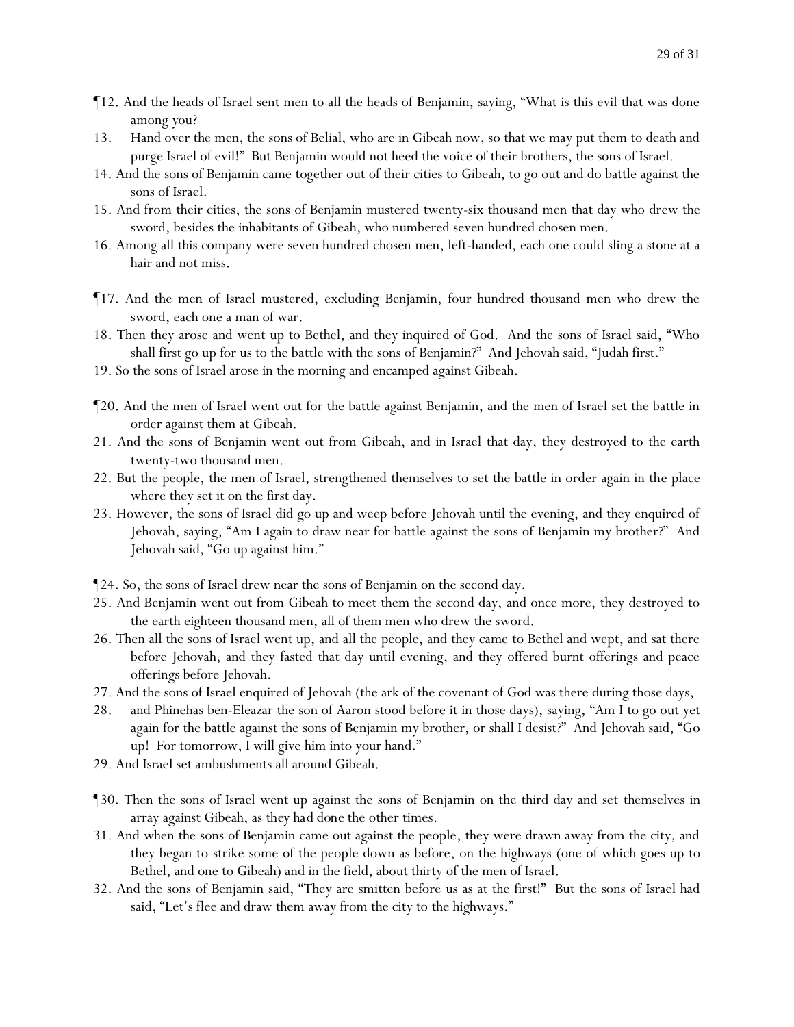¶12. And the heads of Israel sent men to all the heads of Benjamin, saying, "What is this evil that was done among you?

13. Hand over the men, the sons of Belial, who are in Gibeah now, so that we may put them to death and purge Israel of evil!" But Benjamin would not heed the voice of their brothers, the sons of Israel.

14. And the sons of Benjamin came together out of their cities to Gibeah, to go out and do battle against the sons of Israel.

15. And from their cities, the sons of Benjamin mustered twenty-six thousand men that day who drew the sword, besides the inhabitants of Gibeah, who numbered seven hundred chosen men.

16. Among all this company were seven hundred chosen men, left-handed, each one could sling a stone at a hair and not miss.

¶17. And the men of Israel mustered, excluding Benjamin, four hundred thousand men who drew the sword, each one a man of war.

18. Then they arose and went up to Bethel, and they inquired of God. And the sons of Israel said, "Who shall first go up for us to the battle with the sons of Benjamin?" And Jehovah said, "Judah first."

19. So the sons of Israel arose in the morning and encamped against Gibeah.

¶20. And the men of Israel went out for the battle against Benjamin, and the men of Israel set the battle in order against them at Gibeah.

21. And the sons of Benjamin went out from Gibeah, and in Israel that day, they destroyed to the earth twenty-two thousand men.

22. But the people, the men of Israel, strengthened themselves to set the battle in order again in the place where they set it on the first day.

23. However, the sons of Israel did go up and weep before Jehovah until the evening, and they enquired of Jehovah, saying, "Am I again to draw near for battle against the sons of Benjamin my brother?" And Jehovah said, "Go up against him."

¶24. So, the sons of Israel drew near the sons of Benjamin on the second day.

25. And Benjamin went out from Gibeah to meet them the second day, and once more, they destroyed to the earth eighteen thousand men, all of them men who drew the sword.

26. Then all the sons of Israel went up, and all the people, and they came to Bethel and wept, and sat there before Jehovah, and they fasted that day until evening, and they offered burnt offerings and peace offerings before Jehovah.

27. And the sons of Israel enquired of Jehovah (the ark of the covenant of God was there during those days,

28. and Phinehas ben-Eleazar the son of Aaron stood before it in those days), saying, "Am I to go out yet again for the battle against the sons of Benjamin my brother, or shall I desist?" And Jehovah said, "Go up! For tomorrow, I will give him into your hand."

29. And Israel set ambushments all around Gibeah.

¶30. Then the sons of Israel went up against the sons of Benjamin on the third day and set themselves in array against Gibeah, as they had done the other times.

31. And when the sons of Benjamin came out against the people, they were drawn away from the city, and they began to strike some of the people down as before, on the highways (one of which goes up to Bethel, and one to Gibeah) and in the field, about thirty of the men of Israel.

32. And the sons of Benjamin said, "They are smitten before us as at the first!" But the sons of Israel had said, "Let's flee and draw them away from the city to the highways."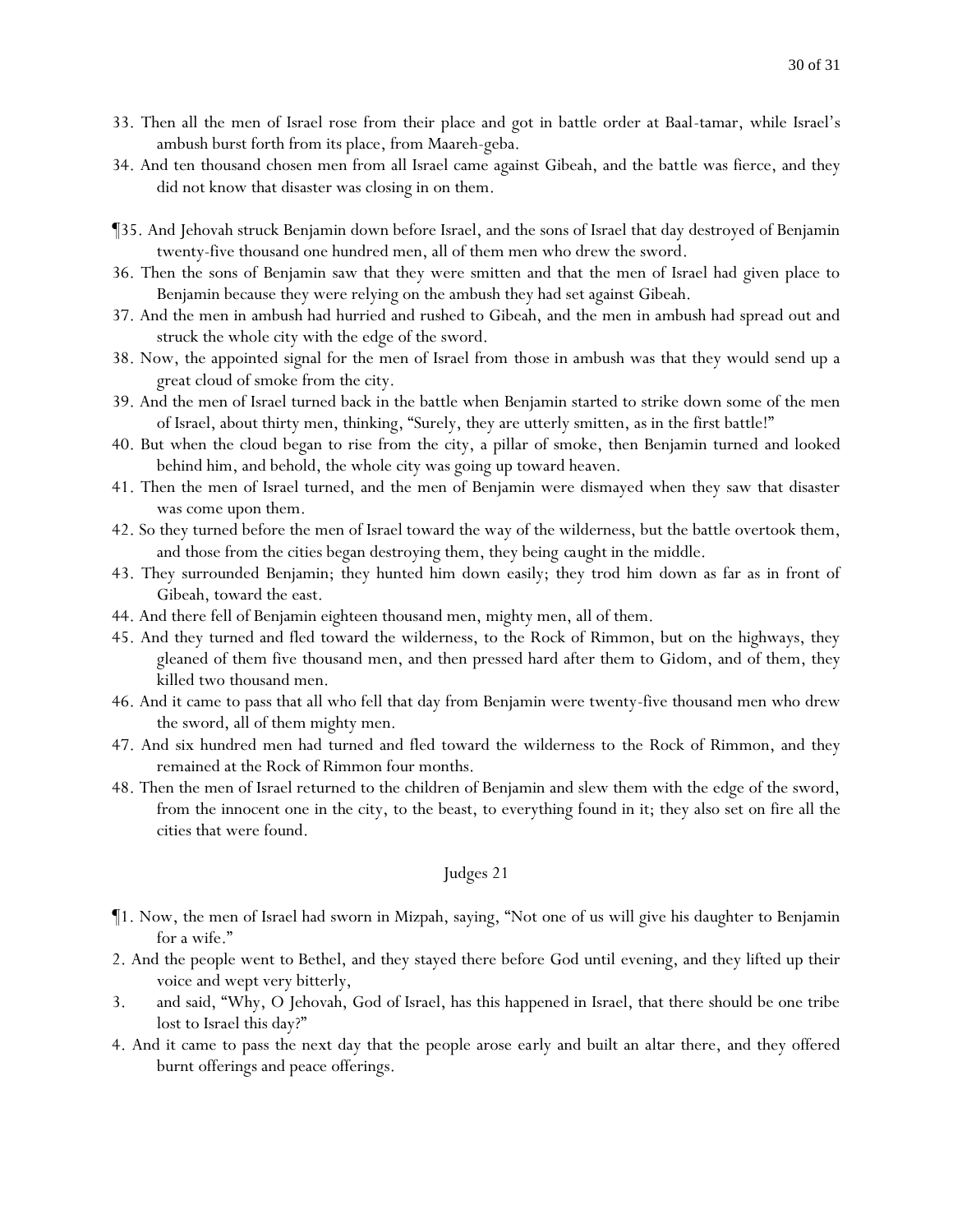33. Then all the men of Israel rose from their place and got in battle order at Baal-tamar, while Israel's ambush burst forth from its place, from Maareh-geba.

34. And ten thousand chosen men from all Israel came against Gibeah, and the battle was fierce, and they did not know that disaster was closing in on them.

¶35. And Jehovah struck Benjamin down before Israel, and the sons of Israel that day destroyed of Benjamin twenty-five thousand one hundred men, all of them men who drew the sword.

36. Then the sons of Benjamin saw that they were smitten and that the men of Israel had given place to Benjamin because they were relying on the ambush they had set against Gibeah.

37. And the men in ambush had hurried and rushed to Gibeah, and the men in ambush had spread out and struck the whole city with the edge of the sword.

38. Now, the appointed signal for the men of Israel from those in ambush was that they would send up a great cloud of smoke from the city.

39. And the men of Israel turned back in the battle when Benjamin started to strike down some of the men of Israel, about thirty men, thinking, "Surely, they are utterly smitten, as in the first battle!"

40. But when the cloud began to rise from the city, a pillar of smoke, then Benjamin turned and looked behind him, and behold, the whole city was going up toward heaven.

41. Then the men of Israel turned, and the men of Benjamin were dismayed when they saw that disaster was come upon them.

42. So they turned before the men of Israel toward the way of the wilderness, but the battle overtook them, and those from the cities began destroying them, they being caught in the middle.

43. They surrounded Benjamin; they hunted him down easily; they trod him down as far as in front of Gibeah, toward the east.

44. And there fell of Benjamin eighteen thousand men, mighty men, all of them.

45. And they turned and fled toward the wilderness, to the Rock of Rimmon, but on the highways, they gleaned of them five thousand men, and then pressed hard after them to Gidom, and of them, they killed two thousand men.

46. And it came to pass that all who fell that day from Benjamin were twenty-five thousand men who drew the sword, all of them mighty men.

47. And six hundred men had turned and fled toward the wilderness to the Rock of Rimmon, and they remained at the Rock of Rimmon four months.

48. Then the men of Israel returned to the children of Benjamin and slew them with the edge of the sword, from the innocent one in the city, to the beast, to everything found in it; they also set on fire all the cities that were found.

## Judges 21

¶1. Now, the men of Israel had sworn in Mizpah, saying, "Not one of us will give his daughter to Benjamin for a wife."

2. And the people went to Bethel, and they stayed there before God until evening, and they lifted up their voice and wept very bitterly,

3. and said, "Why, O Jehovah, God of Israel, has this happened in Israel, that there should be one tribe lost to Israel this day?"

4. And it came to pass the next day that the people arose early and built an altar there, and they offered burnt offerings and peace offerings.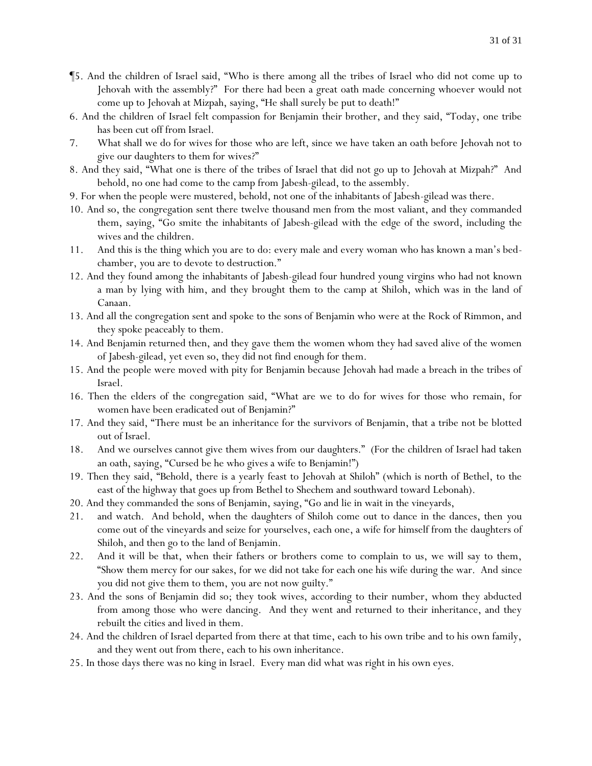¶5. And the children of Israel said, "Who is there among all the tribes of Israel who did not come up to Jehovah with the assembly?" For there had been a great oath made concerning whoever would not come up to Jehovah at Mizpah, saying, "He shall surely be put to death!"

6. And the children of Israel felt compassion for Benjamin their brother, and they said, "Today, one tribe has been cut off from Israel.

7. What shall we do for wives for those who are left, since we have taken an oath before Jehovah not to give our daughters to them for wives?"

8. And they said, "What one is there of the tribes of Israel that did not go up to Jehovah at Mizpah?" And behold, no one had come to the camp from Jabesh-gilead, to the assembly.

9. For when the people were mustered, behold, not one of the inhabitants of Jabesh-gilead was there.

10. And so, the congregation sent there twelve thousand men from the most valiant, and they commanded them, saying, "Go smite the inhabitants of Jabesh-gilead with the edge of the sword, including the wives and the children.

11. And this is the thing which you are to do: every male and every woman who has known a man's bed-chamber, you are to devote to destruction."

12. And they found among the inhabitants of Jabesh-gilead four hundred young virgins who had not known a man by lying with him, and they brought them to the camp at Shiloh, which was in the land of Canaan.

13. And all the congregation sent and spoke to the sons of Benjamin who were at the Rock of Rimmon, and they spoke peaceably to them.

14. And Benjamin returned then, and they gave them the women whom they had saved alive of the women of Jabesh-gilead, yet even so, they did not find enough for them.

15. And the people were moved with pity for Benjamin because Jehovah had made a breach in the tribes of Israel.

16. Then the elders of the congregation said, "What are we to do for wives for those who remain, for women have been eradicated out of Benjamin?"

17. And they said, "There must be an inheritance for the survivors of Benjamin, that a tribe not be blotted out of Israel.

18. And we ourselves cannot give them wives from our daughters." (For the children of Israel had taken an oath, saying, "Cursed be he who gives a wife to Benjamin!")

19. Then they said, "Behold, there is a yearly feast to Jehovah at Shiloh" (which is north of Bethel, to the east of the highway that goes up from Bethel to Shechem and southward toward Lebonah).

20. And they commanded the sons of Benjamin, saying, "Go and lie in wait in the vineyards,

21. and watch. And behold, when the daughters of Shiloh come out to dance in the dances, then you come out of the vineyards and seize for yourselves, each one, a wife for himself from the daughters of Shiloh, and then go to the land of Benjamin.

22. And it will be that, when their fathers or brothers come to complain to us, we will say to them, "Show them mercy for our sakes, for we did not take for each one his wife during the war. And since you did not give them to them, you are not now guilty."

23. And the sons of Benjamin did so; they took wives, according to their number, whom they abducted from among those who were dancing. And they went and returned to their inheritance, and they rebuilt the cities and lived in them.

24. And the children of Israel departed from there at that time, each to his own tribe and to his own family, and they went out from there, each to his own inheritance.

25. In those days there was no king in Israel. Every man did what was right in his own eyes.